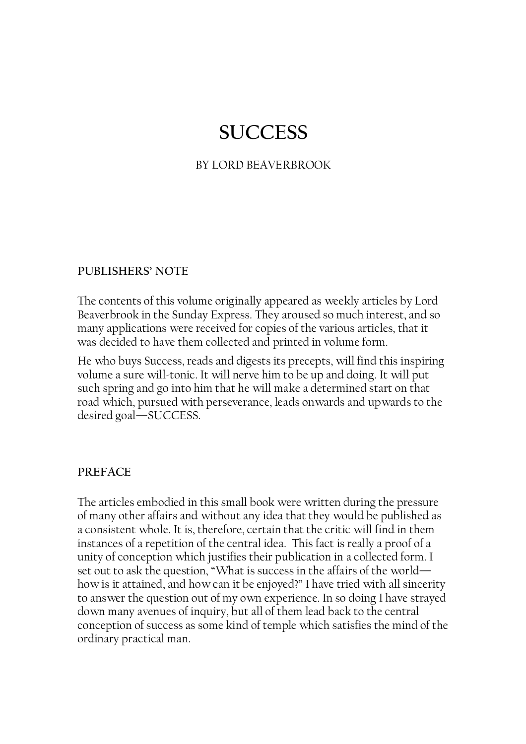# SUCCESS

BY LORD BEAVERBROOK

## PUBLISHERS' NOTE

The contents of this volume originally appeared as weekly articles by Lord Beaverbrook in the Sunday Express. They aroused so much interest, and so many applications were received for copies of the various articles, that it was decided to have them collected and printed in volume form.

He who buys Success, reads and digests its precepts, will find this inspiring volume a sure will-tonic. It will nerve him to be up and doing. It will put such spring and go into him that he will make a determined start on that road which, pursued with perseverance, leads onwards and upwards to the desired goal—SUCCESS.

## PREFACE

The articles embodied in this small book were written during the pressure of many other affairs and without any idea that they would be published as a consistent whole. It is, therefore, certain that the critic will find in them instances of a repetition of the central idea. This fact is really a proof of a unity of conception which justifies their publication in a collected form. I set out to ask the question, "What is success in the affairs of the world—how is it attained, and how can it be enjoyed?" I have tried with all sincerity to answer the question out of my own experience. In so doing I have strayed down many avenues of inquiry, but all of them lead back to the central conception of success as some kind of temple which satisfies the mind of the ordinary practical man.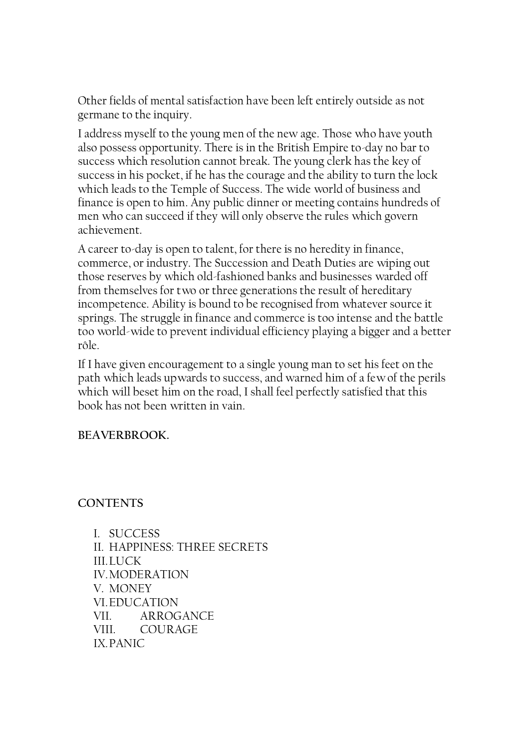Other fields of mental satisfaction have been left entirely outside as not germane to the inquiry.

I address myself to the young men of the new age. Those who have youth also possess opportunity. There is in the British Empire to-day no bar to success which resolution cannot break. The young clerk has the key of success in his pocket, if he has the courage and the ability to turn the lock which leads to the Temple of Success. The wide world of business and finance is open to him. Any public dinner or meeting contains hundreds of men who can succeed if they will only observe the rules which govern achievement.

A career to-day is open to talent, for there is no heredity in finance, commerce, or industry. The Succession and Death Duties are wiping out those reserves by which old-fashioned banks and businesses warded off from themselves for two or three generations the result of hereditary incompetence. Ability is bound to be recognised from whatever source it springs. The struggle in finance and commerce is too intense and the battle too world-wide to prevent individual efficiency playing a bigger and a better rôle.

If I have given encouragement to a single young man to set his feet on the path which leads upwards to success, and warned him of a few of the perils which will beset him on the road, I shall feel perfectly satisfied that this book has not been written in vain.

**BEAVERBROOK.**

## CONTENTS

I. SUCCESS
II. HAPPINESS: THREE SECRETS
III. LUCK
IV. MODERATION
V. MONEY
VI. EDUCATION
VII. ARROGANCE
VIII. COURAGE
IX. PANIC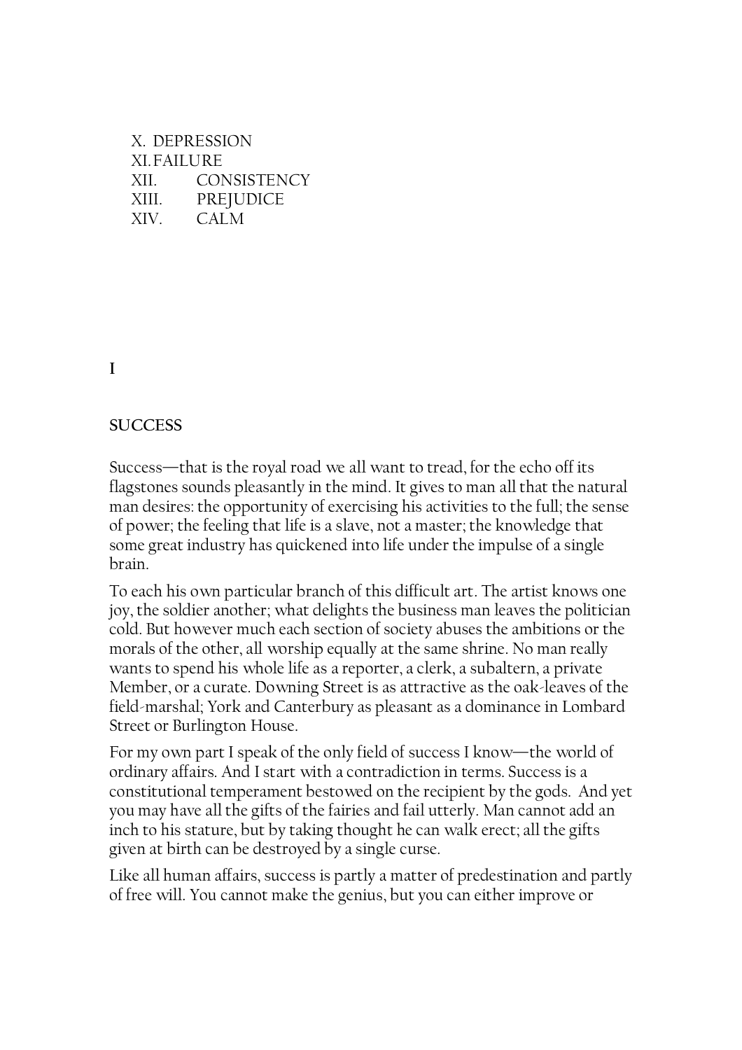X. DEPRESSION
XI. FAILURE
XII. CONSISTENCY
XIII. PREJUDICE
XIV. CALM

# I

## SUCCESS

Success—that is the royal road we all want to tread, for the echo off its flagstones sounds pleasantly in the mind. It gives to man all that the natural man desires: the opportunity of exercising his activities to the full; the sense of power; the feeling that life is a slave, not a master; the knowledge that some great industry has quickened into life under the impulse of a single brain.

To each his own particular branch of this difficult art. The artist knows one joy, the soldier another; what delights the business man leaves the politician cold. But however much each section of society abuses the ambitions or the morals of the other, all worship equally at the same shrine. No man really wants to spend his whole life as a reporter, a clerk, a subaltern, a private Member, or a curate. Downing Street is as attractive as the oak-leaves of the field-marshal; York and Canterbury as pleasant as a dominance in Lombard Street or Burlington House.

For my own part I speak of the only field of success I know—the world of ordinary affairs. And I start with a contradiction in terms. Success is a constitutional temperament bestowed on the recipient by the gods. And yet you may have all the gifts of the fairies and fail utterly. Man cannot add an inch to his stature, but by taking thought he can walk erect; all the gifts given at birth can be destroyed by a single curse.

Like all human affairs, success is partly a matter of predestination and partly of free will. You cannot make the genius, but you can either improve or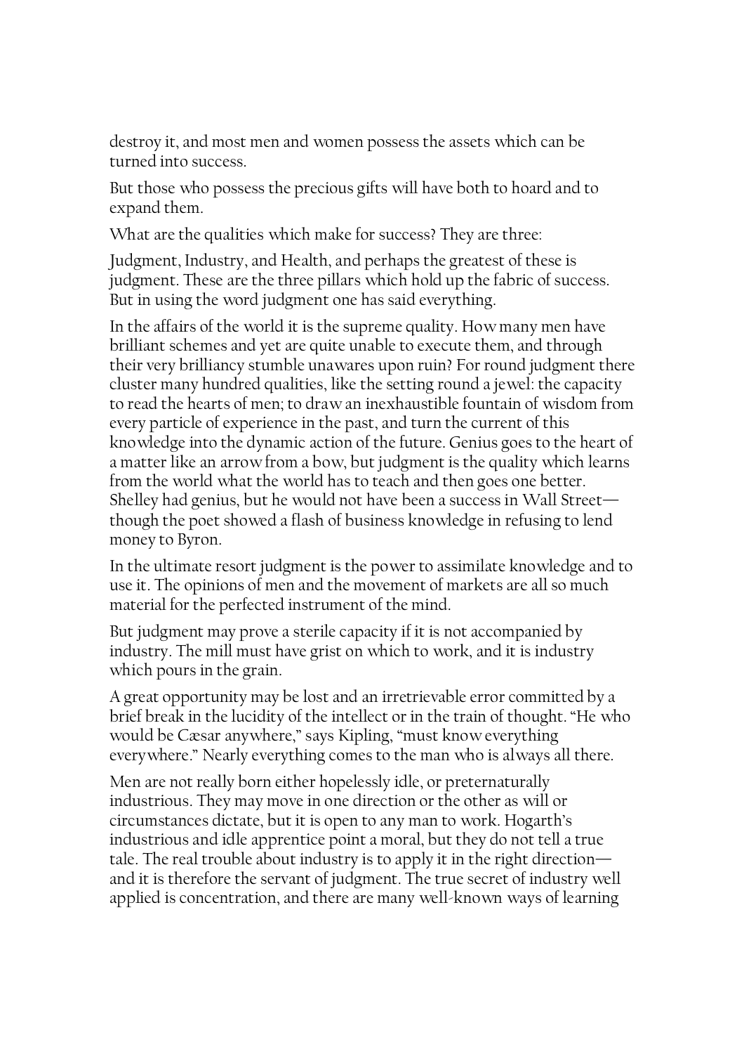destroy it, and most men and women possess the assets which can be turned into success.

But those who possess the precious gifts will have both to hoard and to expand them.

What are the qualities which make for success? They are three:

Judgment, Industry, and Health, and perhaps the greatest of these is judgment. These are the three pillars which hold up the fabric of success. But in using the word judgment one has said everything.

In the affairs of the world it is the supreme quality. How many men have brilliant schemes and yet are quite unable to execute them, and through their very brilliancy stumble unawares upon ruin? For round judgment there cluster many hundred qualities, like the setting round a jewel: the capacity to read the hearts of men; to draw an inexhaustible fountain of wisdom from every particle of experience in the past, and turn the current of this knowledge into the dynamic action of the future. Genius goes to the heart of a matter like an arrow from a bow, but judgment is the quality which learns from the world what the world has to teach and then goes one better. Shelley had genius, but he would not have been a success in Wall Street—though the poet showed a flash of business knowledge in refusing to lend money to Byron.

In the ultimate resort judgment is the power to assimilate knowledge and to use it. The opinions of men and the movement of markets are all so much material for the perfected instrument of the mind.

But judgment may prove a sterile capacity if it is not accompanied by industry. The mill must have grist on which to work, and it is industry which pours in the grain.

A great opportunity may be lost and an irretrievable error committed by a brief break in the lucidity of the intellect or in the train of thought. "He who would be Cæsar anywhere," says Kipling, "must know everything everywhere." Nearly everything comes to the man who is always all there.

Men are not really born either hopelessly idle, or preternaturally industrious. They may move in one direction or the other as will or circumstances dictate, but it is open to any man to work. Hogarth's industrious and idle apprentice point a moral, but they do not tell a true tale. The real trouble about industry is to apply it in the right direction—and it is therefore the servant of judgment. The true secret of industry well applied is concentration, and there are many well-known ways of learning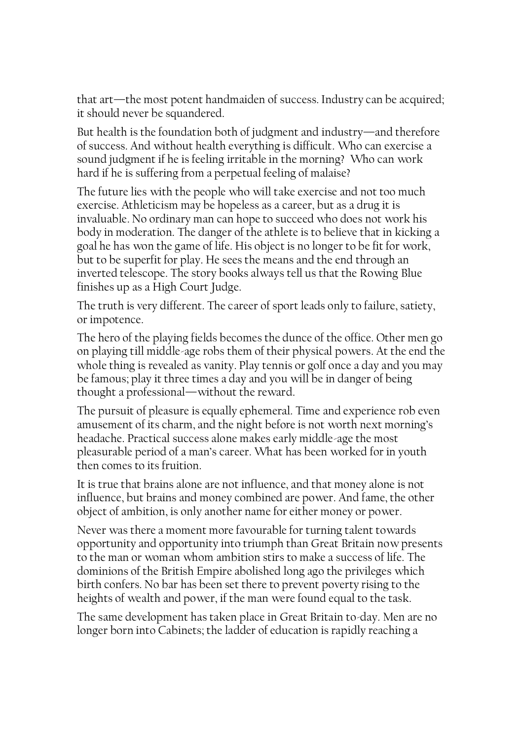that art—the most potent handmaiden of success. Industry can be acquired; it should never be squandered.

But health is the foundation both of judgment and industry—and therefore of success. And without health everything is difficult. Who can exercise a sound judgment if he is feeling irritable in the morning? Who can work hard if he is suffering from a perpetual feeling of malaise?

The future lies with the people who will take exercise and not too much exercise. Athleticism may be hopeless as a career, but as a drug it is invaluable. No ordinary man can hope to succeed who does not work his body in moderation. The danger of the athlete is to believe that in kicking a goal he has won the game of life. His object is no longer to be fit for work, but to be superfit for play. He sees the means and the end through an inverted telescope. The story books always tell us that the Rowing Blue finishes up as a High Court Judge.

The truth is very different. The career of sport leads only to failure, satiety, or impotence.

The hero of the playing fields becomes the dunce of the office. Other men go on playing till middle-age robs them of their physical powers. At the end the whole thing is revealed as vanity. Play tennis or golf once a day and you may be famous; play it three times a day and you will be in danger of being thought a professional—without the reward.

The pursuit of pleasure is equally ephemeral. Time and experience rob even amusement of its charm, and the night before is not worth next morning's headache. Practical success alone makes early middle-age the most pleasurable period of a man's career. What has been worked for in youth then comes to its fruition.

It is true that brains alone are not influence, and that money alone is not influence, but brains and money combined are power. And fame, the other object of ambition, is only another name for either money or power.

Never was there a moment more favourable for turning talent towards opportunity and opportunity into triumph than Great Britain now presents to the man or woman whom ambition stirs to make a success of life. The dominions of the British Empire abolished long ago the privileges which birth confers. No bar has been set there to prevent poverty rising to the heights of wealth and power, if the man were found equal to the task.

The same development has taken place in Great Britain to-day. Men are no longer born into Cabinets; the ladder of education is rapidly reaching a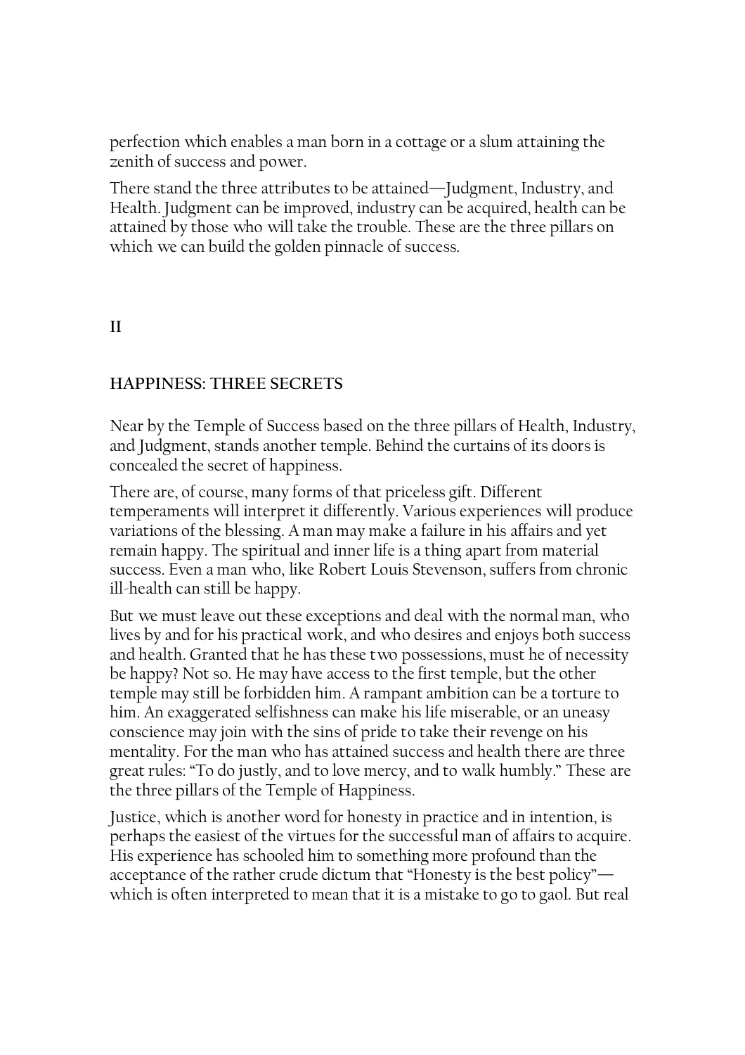perfection which enables a man born in a cottage or a slum attaining the zenith of success and power.

There stand the three attributes to be attained—Judgment, Industry, and Health. Judgment can be improved, industry can be acquired, health can be attained by those who will take the trouble. These are the three pillars on which we can build the golden pinnacle of success.

## II

## HAPPINESS: THREE SECRETS

Near by the Temple of Success based on the three pillars of Health, Industry, and Judgment, stands another temple. Behind the curtains of its doors is concealed the secret of happiness.

There are, of course, many forms of that priceless gift. Different temperaments will interpret it differently. Various experiences will produce variations of the blessing. A man may make a failure in his affairs and yet remain happy. The spiritual and inner life is a thing apart from material success. Even a man who, like Robert Louis Stevenson, suffers from chronic ill-health can still be happy.

But we must leave out these exceptions and deal with the normal man, who lives by and for his practical work, and who desires and enjoys both success and health. Granted that he has these two possessions, must he of necessity be happy? Not so. He may have access to the first temple, but the other temple may still be forbidden him. A rampant ambition can be a torture to him. An exaggerated selfishness can make his life miserable, or an uneasy conscience may join with the sins of pride to take their revenge on his mentality. For the man who has attained success and health there are three great rules: "To do justly, and to love mercy, and to walk humbly." These are the three pillars of the Temple of Happiness.

Justice, which is another word for honesty in practice and in intention, is perhaps the easiest of the virtues for the successful man of affairs to acquire. His experience has schooled him to something more profound than the acceptance of the rather crude dictum that "Honesty is the best policy"—which is often interpreted to mean that it is a mistake to go to gaol. But real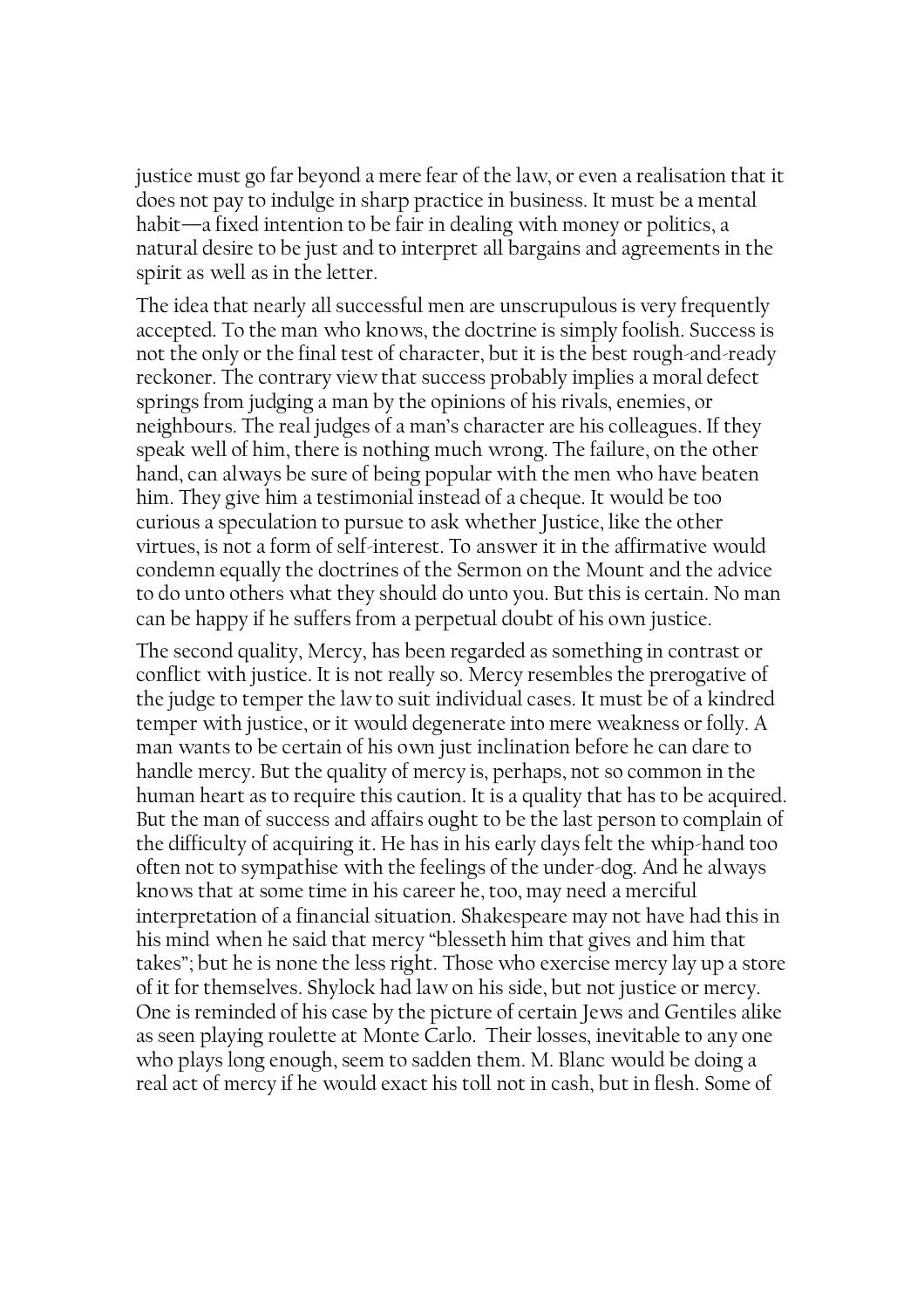justice must go far beyond a mere fear of the law, or even a realisation that it does not pay to indulge in sharp practice in business. It must be a mental habit—a fixed intention to be fair in dealing with money or politics, a natural desire to be just and to interpret all bargains and agreements in the spirit as well as in the letter.

The idea that nearly all successful men are unscrupulous is very frequently accepted. To the man who knows, the doctrine is simply foolish. Success is not the only or the final test of character, but it is the best rough-and-ready reckoner. The contrary view that success probably implies a moral defect springs from judging a man by the opinions of his rivals, enemies, or neighbours. The real judges of a man's character are his colleagues. If they speak well of him, there is nothing much wrong. The failure, on the other hand, can always be sure of being popular with the men who have beaten him. They give him a testimonial instead of a cheque. It would be too curious a speculation to pursue to ask whether Justice, like the other virtues, is not a form of self-interest. To answer it in the affirmative would condemn equally the doctrines of the Sermon on the Mount and the advice to do unto others what they should do unto you. But this is certain. No man can be happy if he suffers from a perpetual doubt of his own justice.

The second quality, Mercy, has been regarded as something in contrast or conflict with justice. It is not really so. Mercy resembles the prerogative of the judge to temper the law to suit individual cases. It must be of a kindred temper with justice, or it would degenerate into mere weakness or folly. A man wants to be certain of his own just inclination before he can dare to handle mercy. But the quality of mercy is, perhaps, not so common in the human heart as to require this caution. It is a quality that has to be acquired. But the man of success and affairs ought to be the last person to complain of the difficulty of acquiring it. He has in his early days felt the whip-hand too often not to sympathise with the feelings of the under-dog. And he always knows that at some time in his career he, too, may need a merciful interpretation of a financial situation. Shakespeare may not have had this in his mind when he said that mercy "blesseth him that gives and him that takes"; but he is none the less right. Those who exercise mercy lay up a store of it for themselves. Shylock had law on his side, but not justice or mercy. One is reminded of his case by the picture of certain Jews and Gentiles alike as seen playing roulette at Monte Carlo. Their losses, inevitable to any one who plays long enough, seem to sadden them. M. Blanc would be doing a real act of mercy if he would exact his toll not in cash, but in flesh. Some of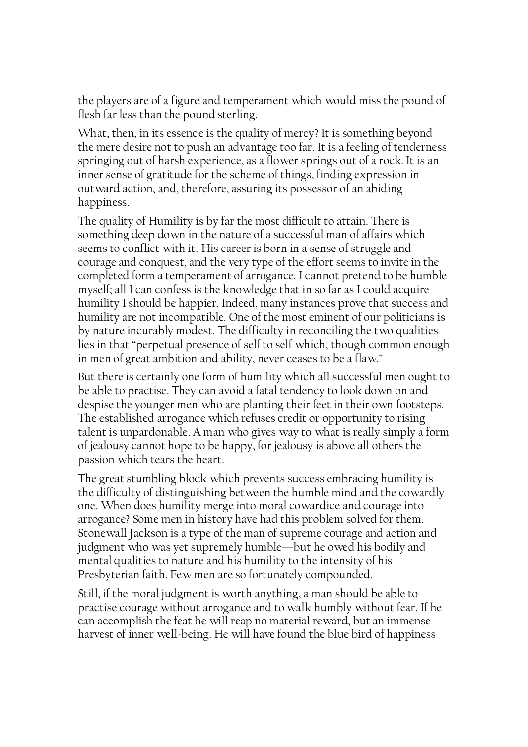the players are of a figure and temperament which would miss the pound of flesh far less than the pound sterling.

What, then, in its essence is the quality of mercy? It is something beyond the mere desire not to push an advantage too far. It is a feeling of tenderness springing out of harsh experience, as a flower springs out of a rock. It is an inner sense of gratitude for the scheme of things, finding expression in outward action, and, therefore, assuring its possessor of an abiding happiness.

The quality of Humility is by far the most difficult to attain. There is something deep down in the nature of a successful man of affairs which seems to conflict with it. His career is born in a sense of struggle and courage and conquest, and the very type of the effort seems to invite in the completed form a temperament of arrogance. I cannot pretend to be humble myself; all I can confess is the knowledge that in so far as I could acquire humility I should be happier. Indeed, many instances prove that success and humility are not incompatible. One of the most eminent of our politicians is by nature incurably modest. The difficulty in reconciling the two qualities lies in that "perpetual presence of self to self which, though common enough in men of great ambition and ability, never ceases to be a flaw."

But there is certainly one form of humility which all successful men ought to be able to practise. They can avoid a fatal tendency to look down on and despise the younger men who are planting their feet in their own footsteps. The established arrogance which refuses credit or opportunity to rising talent is unpardonable. A man who gives way to what is really simply a form of jealousy cannot hope to be happy, for jealousy is above all others the passion which tears the heart.

The great stumbling block which prevents success embracing humility is the difficulty of distinguishing between the humble mind and the cowardly one. When does humility merge into moral cowardice and courage into arrogance? Some men in history have had this problem solved for them. Stonewall Jackson is a type of the man of supreme courage and action and judgment who was yet supremely humble—but he owed his bodily and mental qualities to nature and his humility to the intensity of his Presbyterian faith. Few men are so fortunately compounded.

Still, if the moral judgment is worth anything, a man should be able to practise courage without arrogance and to walk humbly without fear. If he can accomplish the feat he will reap no material reward, but an immense harvest of inner well-being. He will have found the blue bird of happiness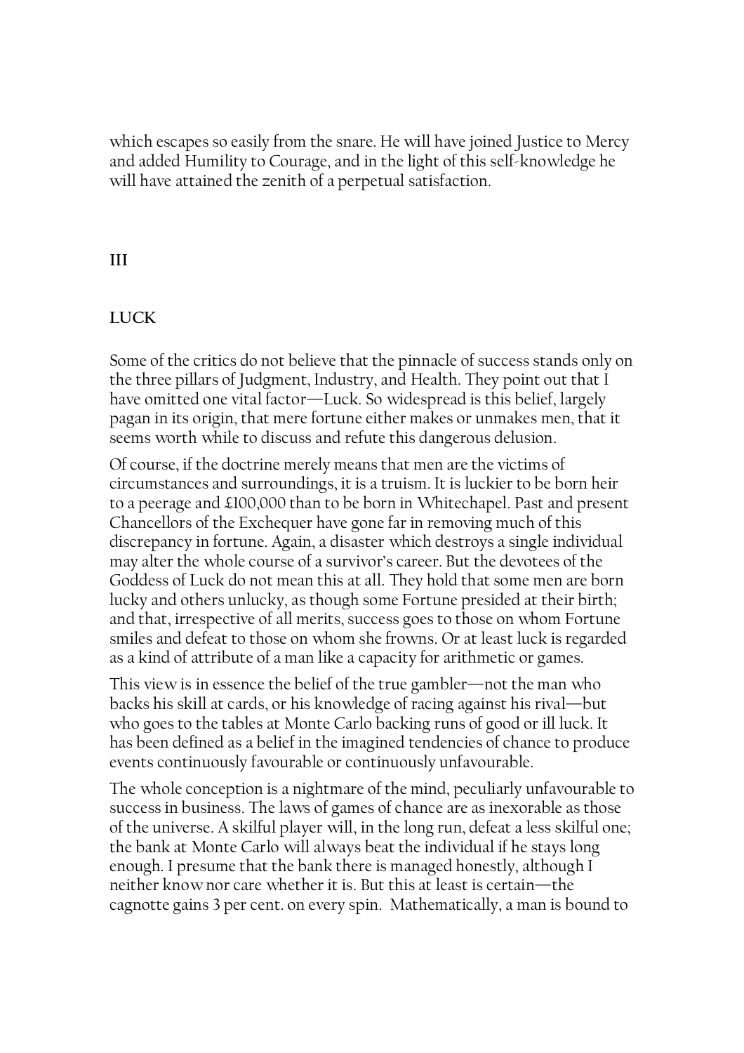which escapes so easily from the snare. He will have joined Justice to Mercy and added Humility to Courage, and in the light of this self-knowledge he will have attained the zenith of a perpetual satisfaction.

## III

## LUCK

Some of the critics do not believe that the pinnacle of success stands only on the three pillars of Judgment, Industry, and Health. They point out that I have omitted one vital factor—Luck. So widespread is this belief, largely pagan in its origin, that mere fortune either makes or unmakes men, that it seems worth while to discuss and refute this dangerous delusion.

Of course, if the doctrine merely means that men are the victims of circumstances and surroundings, it is a truism. It is luckier to be born heir to a peerage and £100,000 than to be born in Whitechapel. Past and present Chancellors of the Exchequer have gone far in removing much of this discrepancy in fortune. Again, a disaster which destroys a single individual may alter the whole course of a survivor's career. But the devotees of the Goddess of Luck do not mean this at all. They hold that some men are born lucky and others unlucky, as though some Fortune presided at their birth; and that, irrespective of all merits, success goes to those on whom Fortune smiles and defeat to those on whom she frowns. Or at least luck is regarded as a kind of attribute of a man like a capacity for arithmetic or games.

This view is in essence the belief of the true gambler—not the man who backs his skill at cards, or his knowledge of racing against his rival—but who goes to the tables at Monte Carlo backing runs of good or ill luck. It has been defined as a belief in the imagined tendencies of chance to produce events continuously favourable or continuously unfavourable.

The whole conception is a nightmare of the mind, peculiarly unfavourable to success in business. The laws of games of chance are as inexorable as those of the universe. A skilful player will, in the long run, defeat a less skilful one; the bank at Monte Carlo will always beat the individual if he stays long enough. I presume that the bank there is managed honestly, although I neither know nor care whether it is. But this at least is certain—the cagnotte gains 3 per cent. on every spin. Mathematically, a man is bound to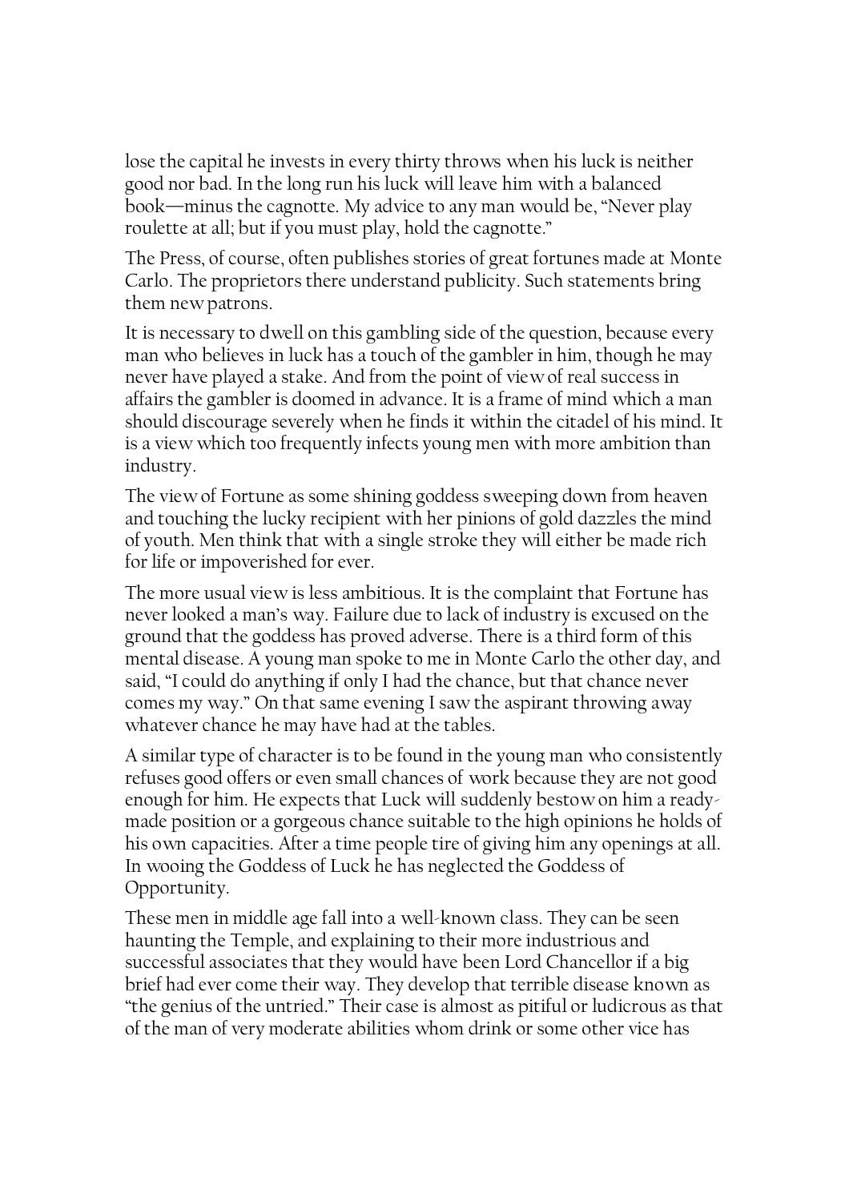lose the capital he invests in every thirty throws when his luck is neither good nor bad. In the long run his luck will leave him with a balanced book—minus the cagnotte. My advice to any man would be, "Never play roulette at all; but if you must play, hold the cagnotte."

The Press, of course, often publishes stories of great fortunes made at Monte Carlo. The proprietors there understand publicity. Such statements bring them new patrons.

It is necessary to dwell on this gambling side of the question, because every man who believes in luck has a touch of the gambler in him, though he may never have played a stake. And from the point of view of real success in affairs the gambler is doomed in advance. It is a frame of mind which a man should discourage severely when he finds it within the citadel of his mind. It is a view which too frequently infects young men with more ambition than industry.

The view of Fortune as some shining goddess sweeping down from heaven and touching the lucky recipient with her pinions of gold dazzles the mind of youth. Men think that with a single stroke they will either be made rich for life or impoverished for ever.

The more usual view is less ambitious. It is the complaint that Fortune has never looked a man's way. Failure due to lack of industry is excused on the ground that the goddess has proved adverse. There is a third form of this mental disease. A young man spoke to me in Monte Carlo the other day, and said, "I could do anything if only I had the chance, but that chance never comes my way." On that same evening I saw the aspirant throwing away whatever chance he may have had at the tables.

A similar type of character is to be found in the young man who consistently refuses good offers or even small chances of work because they are not good enough for him. He expects that Luck will suddenly bestow on him a ready-made position or a gorgeous chance suitable to the high opinions he holds of his own capacities. After a time people tire of giving him any openings at all. In wooing the Goddess of Luck he has neglected the Goddess of Opportunity.

These men in middle age fall into a well-known class. They can be seen haunting the Temple, and explaining to their more industrious and successful associates that they would have been Lord Chancellor if a big brief had ever come their way. They develop that terrible disease known as "the genius of the untried." Their case is almost as pitiful or ludicrous as that of the man of very moderate abilities whom drink or some other vice has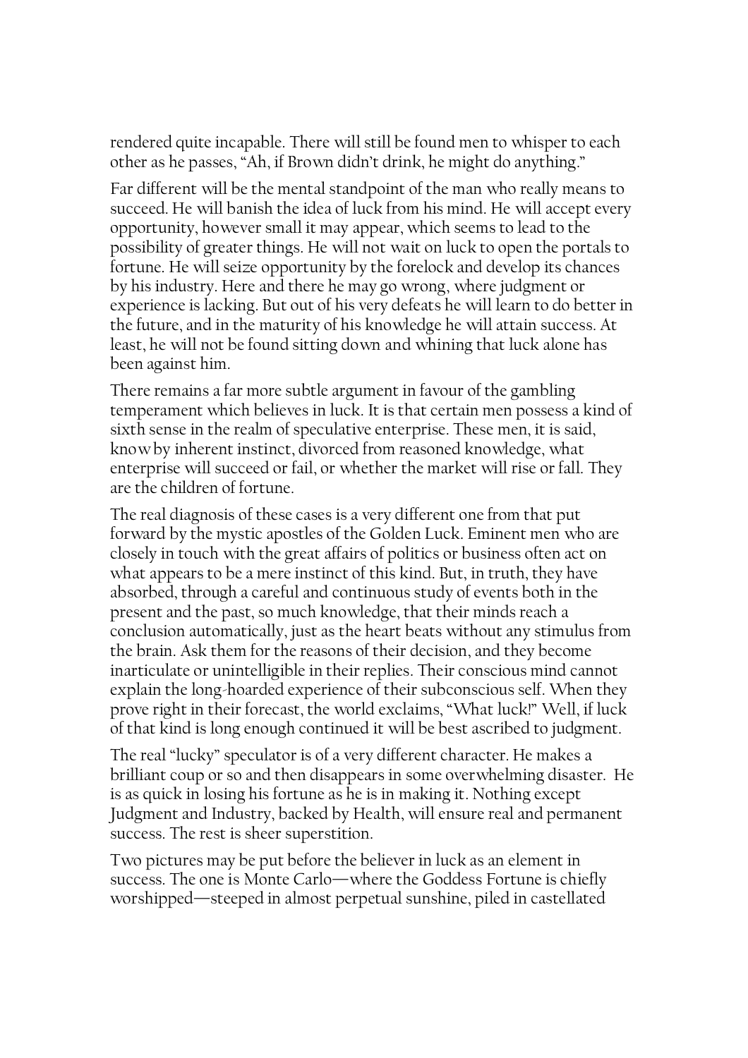rendered quite incapable. There will still be found men to whisper to each other as he passes, "Ah, if Brown didn't drink, he might do anything."

Far different will be the mental standpoint of the man who really means to succeed. He will banish the idea of luck from his mind. He will accept every opportunity, however small it may appear, which seems to lead to the possibility of greater things. He will not wait on luck to open the portals to fortune. He will seize opportunity by the forelock and develop its chances by his industry. Here and there he may go wrong, where judgment or experience is lacking. But out of his very defeats he will learn to do better in the future, and in the maturity of his knowledge he will attain success. At least, he will not be found sitting down and whining that luck alone has been against him.

There remains a far more subtle argument in favour of the gambling temperament which believes in luck. It is that certain men possess a kind of sixth sense in the realm of speculative enterprise. These men, it is said, know by inherent instinct, divorced from reasoned knowledge, what enterprise will succeed or fail, or whether the market will rise or fall. They are the children of fortune.

The real diagnosis of these cases is a very different one from that put forward by the mystic apostles of the Golden Luck. Eminent men who are closely in touch with the great affairs of politics or business often act on what appears to be a mere instinct of this kind. But, in truth, they have absorbed, through a careful and continuous study of events both in the present and the past, so much knowledge, that their minds reach a conclusion automatically, just as the heart beats without any stimulus from the brain. Ask them for the reasons of their decision, and they become inarticulate or unintelligible in their replies. Their conscious mind cannot explain the long-hoarded experience of their subconscious self. When they prove right in their forecast, the world exclaims, "What luck!" Well, if luck of that kind is long enough continued it will be best ascribed to judgment.

The real "lucky" speculator is of a very different character. He makes a brilliant coup or so and then disappears in some overwhelming disaster. He is as quick in losing his fortune as he is in making it. Nothing except Judgment and Industry, backed by Health, will ensure real and permanent success. The rest is sheer superstition.

Two pictures may be put before the believer in luck as an element in success. The one is Monte Carlo—where the Goddess Fortune is chiefly worshipped—steeped in almost perpetual sunshine, piled in castellated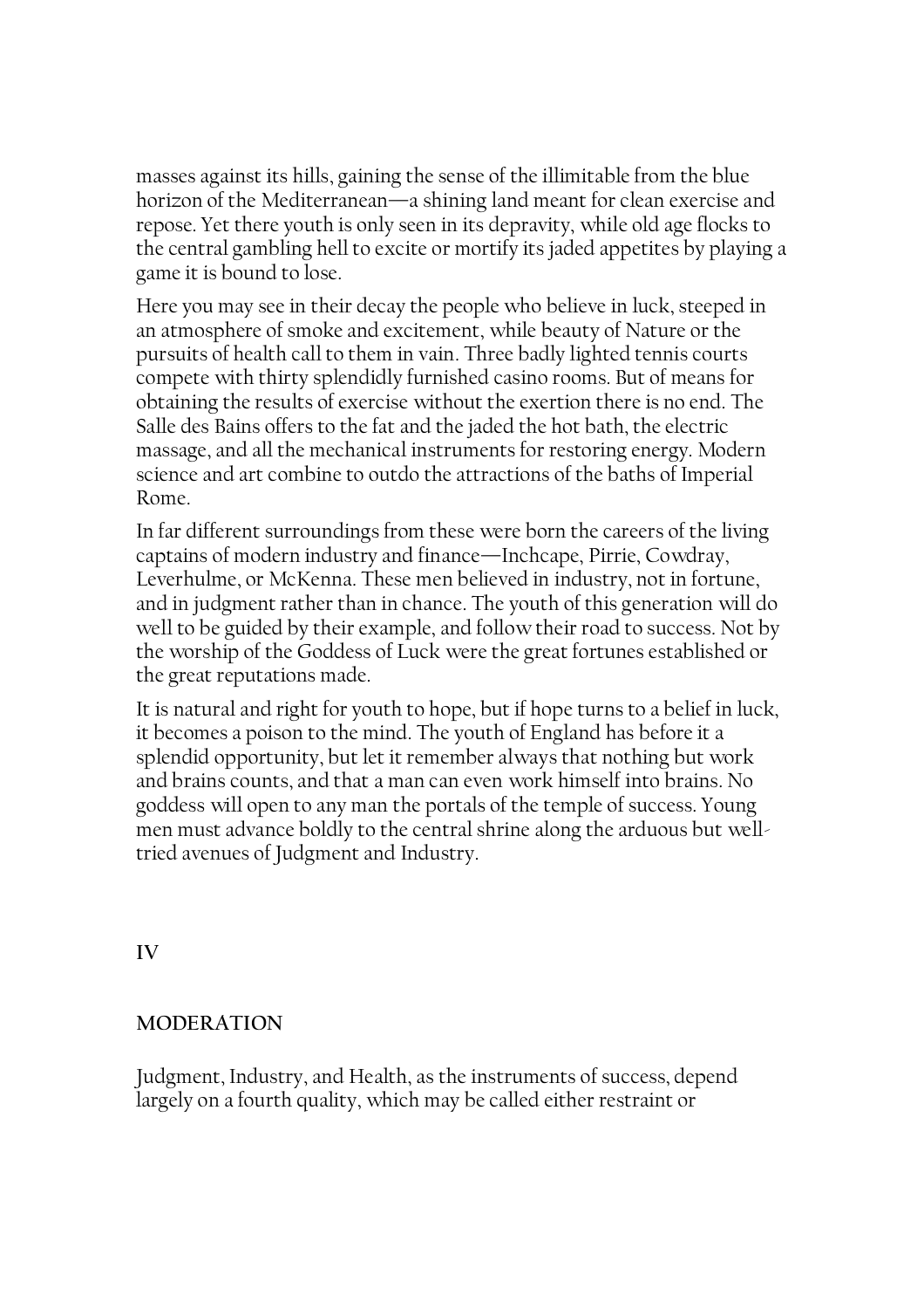masses against its hills, gaining the sense of the illimitable from the blue horizon of the Mediterranean—a shining land meant for clean exercise and repose. Yet there youth is only seen in its depravity, while old age flocks to the central gambling hell to excite or mortify its jaded appetites by playing a game it is bound to lose.

Here you may see in their decay the people who believe in luck, steeped in an atmosphere of smoke and excitement, while beauty of Nature or the pursuits of health call to them in vain. Three badly lighted tennis courts compete with thirty splendidly furnished casino rooms. But of means for obtaining the results of exercise without the exertion there is no end. The Salle des Bains offers to the fat and the jaded the hot bath, the electric massage, and all the mechanical instruments for restoring energy. Modern science and art combine to outdo the attractions of the baths of Imperial Rome.

In far different surroundings from these were born the careers of the living captains of modern industry and finance—Inchcape, Pirrie, Cowdray, Leverhulme, or McKenna. These men believed in industry, not in fortune, and in judgment rather than in chance. The youth of this generation will do well to be guided by their example, and follow their road to success. Not by the worship of the Goddess of Luck were the great fortunes established or the great reputations made.

It is natural and right for youth to hope, but if hope turns to a belief in luck, it becomes a poison to the mind. The youth of England has before it a splendid opportunity, but let it remember always that nothing but work and brains counts, and that a man can even work himself into brains. No goddess will open to any man the portals of the temple of success. Young men must advance boldly to the central shrine along the arduous but well-tried avenues of Judgment and Industry.

## IV

## MODERATION

Judgment, Industry, and Health, as the instruments of success, depend largely on a fourth quality, which may be called either restraint or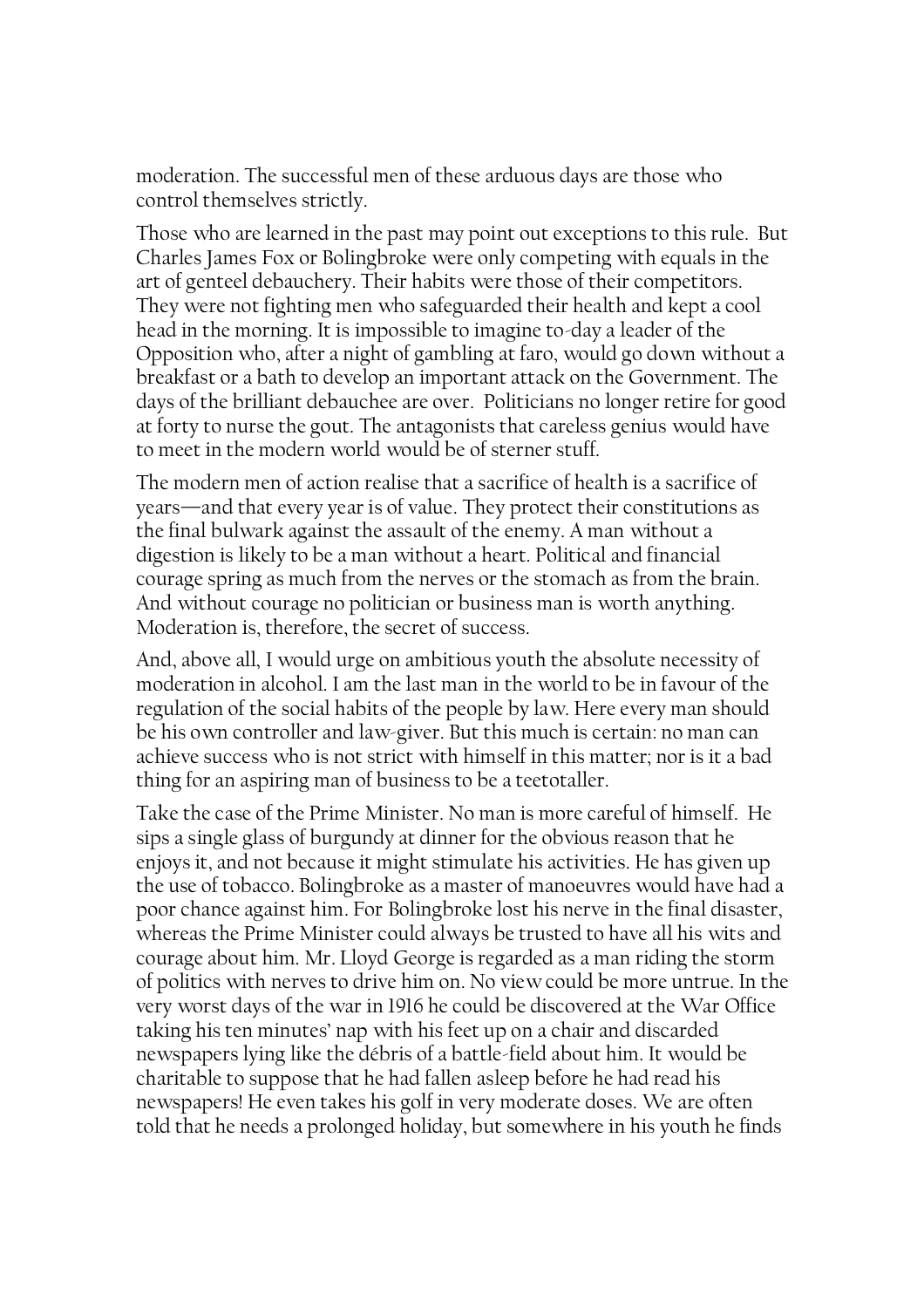moderation. The successful men of these arduous days are those who control themselves strictly.

Those who are learned in the past may point out exceptions to this rule. But Charles James Fox or Bolingbroke were only competing with equals in the art of genteel debauchery. Their habits were those of their competitors. They were not fighting men who safeguarded their health and kept a cool head in the morning. It is impossible to imagine to-day a leader of the Opposition who, after a night of gambling at faro, would go down without a breakfast or a bath to develop an important attack on the Government. The days of the brilliant debauchee are over. Politicians no longer retire for good at forty to nurse the gout. The antagonists that careless genius would have to meet in the modern world would be of sterner stuff.

The modern men of action realise that a sacrifice of health is a sacrifice of years—and that every year is of value. They protect their constitutions as the final bulwark against the assault of the enemy. A man without a digestion is likely to be a man without a heart. Political and financial courage spring as much from the nerves or the stomach as from the brain. And without courage no politician or business man is worth anything. Moderation is, therefore, the secret of success.

And, above all, I would urge on ambitious youth the absolute necessity of moderation in alcohol. I am the last man in the world to be in favour of the regulation of the social habits of the people by law. Here every man should be his own controller and law-giver. But this much is certain: no man can achieve success who is not strict with himself in this matter; nor is it a bad thing for an aspiring man of business to be a teetotaller.

Take the case of the Prime Minister. No man is more careful of himself. He sips a single glass of burgundy at dinner for the obvious reason that he enjoys it, and not because it might stimulate his activities. He has given up the use of tobacco. Bolingbroke as a master of manoeuvres would have had a poor chance against him. For Bolingbroke lost his nerve in the final disaster, whereas the Prime Minister could always be trusted to have all his wits and courage about him. Mr. Lloyd George is regarded as a man riding the storm of politics with nerves to drive him on. No view could be more untrue. In the very worst days of the war in 1916 he could be discovered at the War Office taking his ten minutes' nap with his feet up on a chair and discarded newspapers lying like the débris of a battle-field about him. It would be charitable to suppose that he had fallen asleep before he had read his newspapers! He even takes his golf in very moderate doses. We are often told that he needs a prolonged holiday, but somewhere in his youth he finds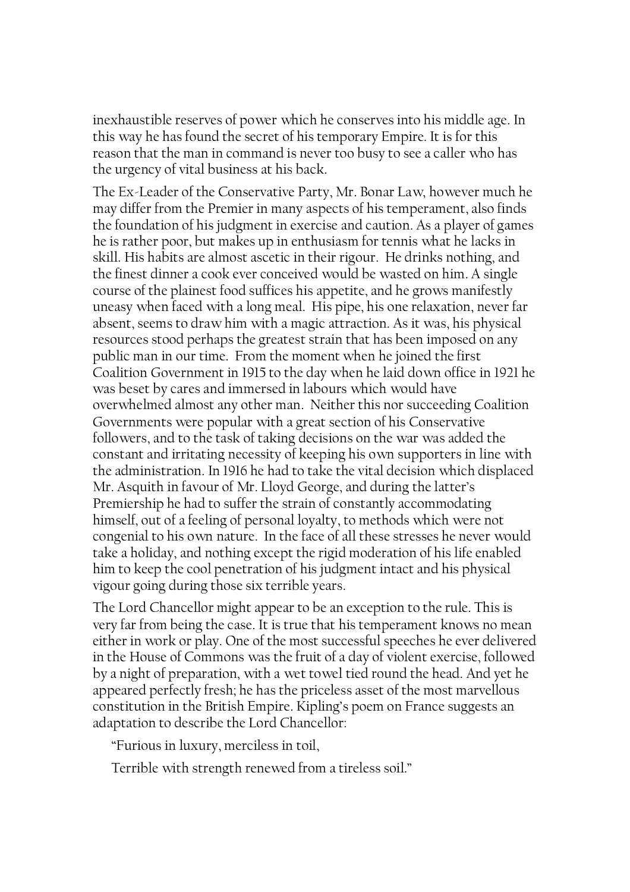inexhaustible reserves of power which he conserves into his middle age. In this way he has found the secret of his temporary Empire. It is for this reason that the man in command is never too busy to see a caller who has the urgency of vital business at his back.

The Ex-Leader of the Conservative Party, Mr. Bonar Law, however much he may differ from the Premier in many aspects of his temperament, also finds the foundation of his judgment in exercise and caution. As a player of games he is rather poor, but makes up in enthusiasm for tennis what he lacks in skill. His habits are almost ascetic in their rigour. He drinks nothing, and the finest dinner a cook ever conceived would be wasted on him. A single course of the plainest food suffices his appetite, and he grows manifestly uneasy when faced with a long meal. His pipe, his one relaxation, never far absent, seems to draw him with a magic attraction. As it was, his physical resources stood perhaps the greatest strain that has been imposed on any public man in our time. From the moment when he joined the first Coalition Government in 1915 to the day when he laid down office in 1921 he was beset by cares and immersed in labours which would have overwhelmed almost any other man. Neither this nor succeeding Coalition Governments were popular with a great section of his Conservative followers, and to the task of taking decisions on the war was added the constant and irritating necessity of keeping his own supporters in line with the administration. In 1916 he had to take the vital decision which displaced Mr. Asquith in favour of Mr. Lloyd George, and during the latter's Premiership he had to suffer the strain of constantly accommodating himself, out of a feeling of personal loyalty, to methods which were not congenial to his own nature. In the face of all these stresses he never would take a holiday, and nothing except the rigid moderation of his life enabled him to keep the cool penetration of his judgment intact and his physical vigour going during those six terrible years.

The Lord Chancellor might appear to be an exception to the rule. This is very far from being the case. It is true that his temperament knows no mean either in work or play. One of the most successful speeches he ever delivered in the House of Commons was the fruit of a day of violent exercise, followed by a night of preparation, with a wet towel tied round the head. And yet he appeared perfectly fresh; he has the priceless asset of the most marvellous constitution in the British Empire. Kipling's poem on France suggests an adaptation to describe the Lord Chancellor:

> "Furious in luxury, merciless in toil,
>
> Terrible with strength renewed from a tireless soil."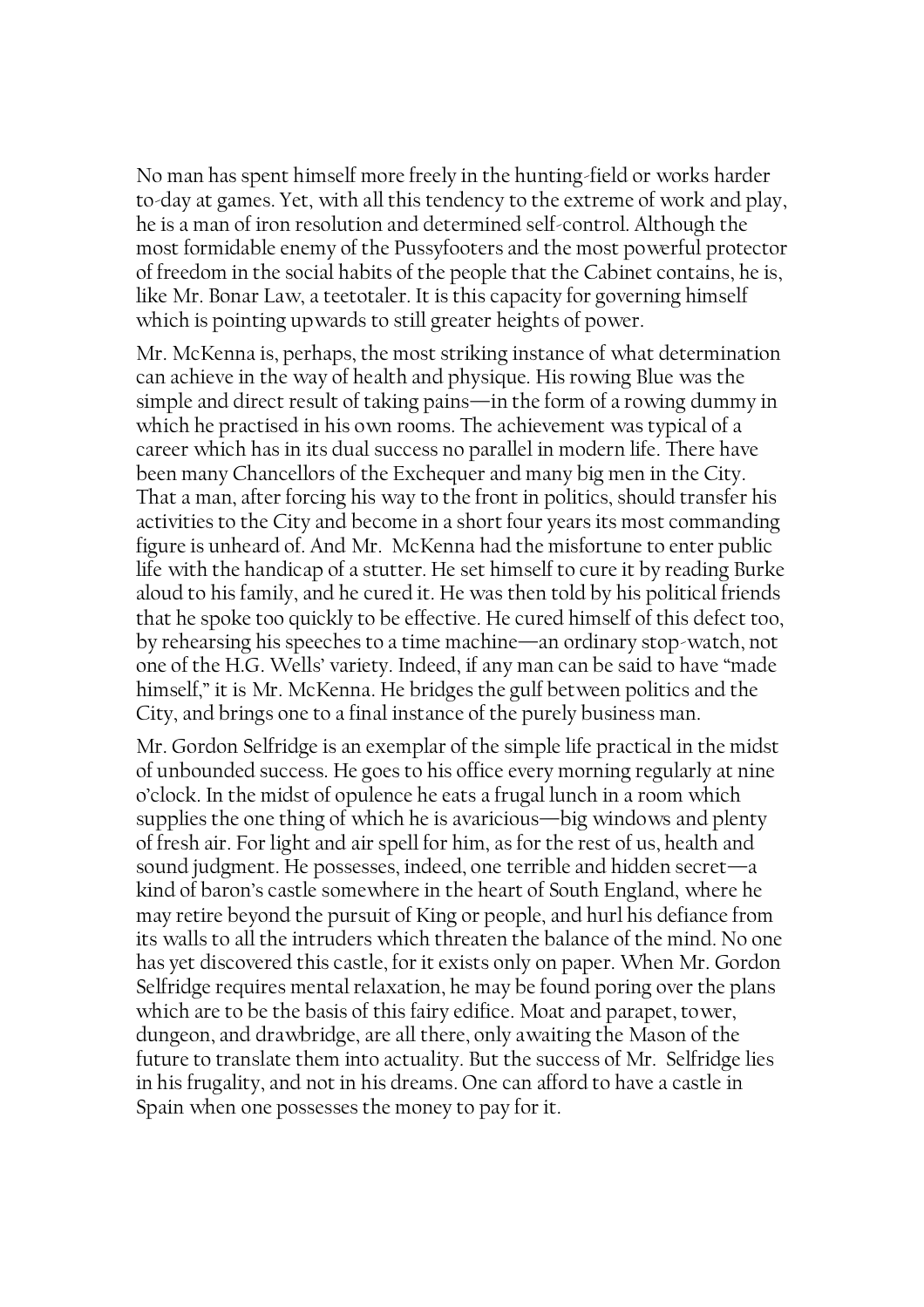No man has spent himself more freely in the hunting-field or works harder to-day at games. Yet, with all this tendency to the extreme of work and play, he is a man of iron resolution and determined self-control. Although the most formidable enemy of the Pussyfooters and the most powerful protector of freedom in the social habits of the people that the Cabinet contains, he is, like Mr. Bonar Law, a teetotaler. It is this capacity for governing himself which is pointing upwards to still greater heights of power.

Mr. McKenna is, perhaps, the most striking instance of what determination can achieve in the way of health and physique. His rowing Blue was the simple and direct result of taking pains—in the form of a rowing dummy in which he practised in his own rooms. The achievement was typical of a career which has in its dual success no parallel in modern life. There have been many Chancellors of the Exchequer and many big men in the City. That a man, after forcing his way to the front in politics, should transfer his activities to the City and become in a short four years its most commanding figure is unheard of. And Mr. McKenna had the misfortune to enter public life with the handicap of a stutter. He set himself to cure it by reading Burke aloud to his family, and he cured it. He was then told by his political friends that he spoke too quickly to be effective. He cured himself of this defect too, by rehearsing his speeches to a time machine—an ordinary stop-watch, not one of the H.G. Wells' variety. Indeed, if any man can be said to have "made himself," it is Mr. McKenna. He bridges the gulf between politics and the City, and brings one to a final instance of the purely business man.

Mr. Gordon Selfridge is an exemplar of the simple life practical in the midst of unbounded success. He goes to his office every morning regularly at nine o'clock. In the midst of opulence he eats a frugal lunch in a room which supplies the one thing of which he is avaricious—big windows and plenty of fresh air. For light and air spell for him, as for the rest of us, health and sound judgment. He possesses, indeed, one terrible and hidden secret—a kind of baron's castle somewhere in the heart of South England, where he may retire beyond the pursuit of King or people, and hurl his defiance from its walls to all the intruders which threaten the balance of the mind. No one has yet discovered this castle, for it exists only on paper. When Mr. Gordon Selfridge requires mental relaxation, he may be found poring over the plans which are to be the basis of this fairy edifice. Moat and parapet, tower, dungeon, and drawbridge, are all there, only awaiting the Mason of the future to translate them into actuality. But the success of Mr. Selfridge lies in his frugality, and not in his dreams. One can afford to have a castle in Spain when one possesses the money to pay for it.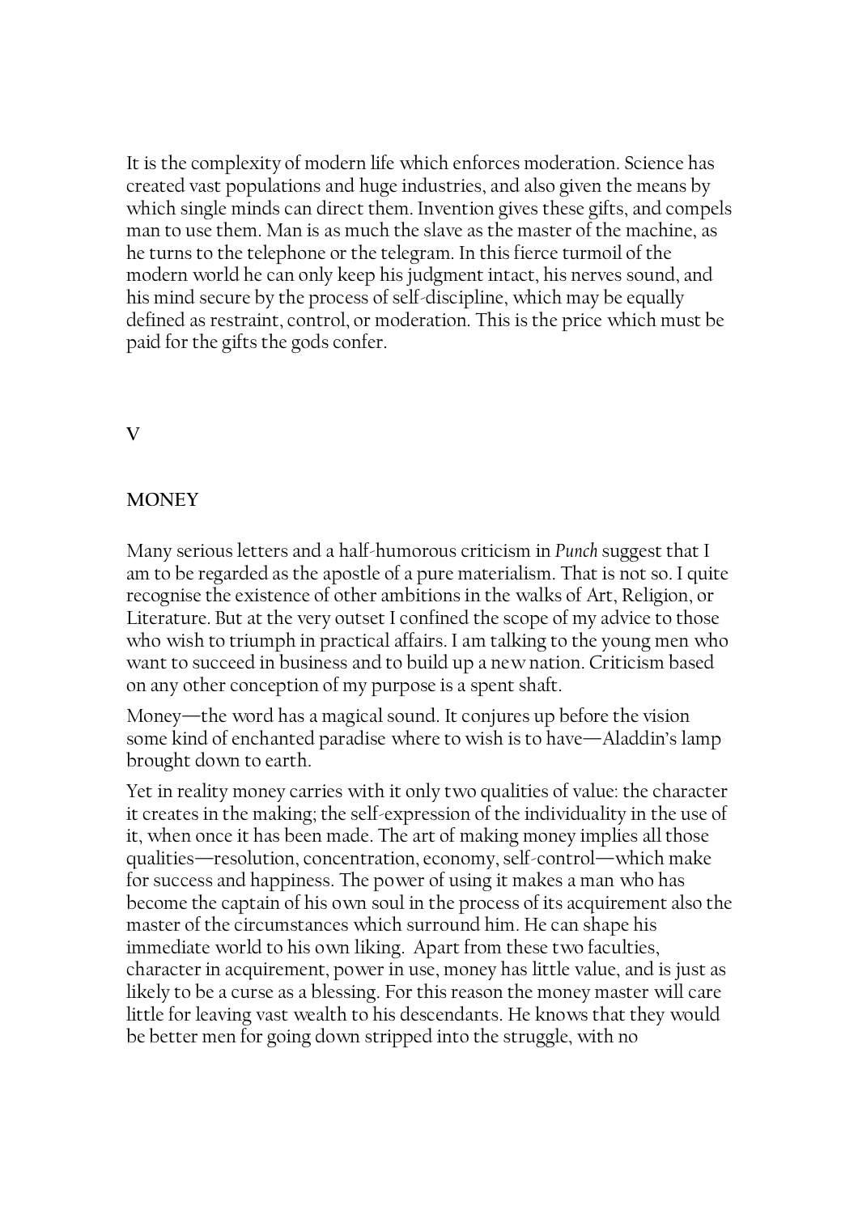It is the complexity of modern life which enforces moderation. Science has created vast populations and huge industries, and also given the means by which single minds can direct them. Invention gives these gifts, and compels man to use them. Man is as much the slave as the master of the machine, as he turns to the telephone or the telegram. In this fierce turmoil of the modern world he can only keep his judgment intact, his nerves sound, and his mind secure by the process of self-discipline, which may be equally defined as restraint, control, or moderation. This is the price which must be paid for the gifts the gods confer.

## V

## MONEY

Many serious letters and a half-humorous criticism in *Punch* suggest that I am to be regarded as the apostle of a pure materialism. That is not so. I quite recognise the existence of other ambitions in the walks of Art, Religion, or Literature. But at the very outset I confined the scope of my advice to those who wish to triumph in practical affairs. I am talking to the young men who want to succeed in business and to build up a new nation. Criticism based on any other conception of my purpose is a spent shaft.

Money—the word has a magical sound. It conjures up before the vision some kind of enchanted paradise where to wish is to have—Aladdin's lamp brought down to earth.

Yet in reality money carries with it only two qualities of value: the character it creates in the making; the self-expression of the individuality in the use of it, when once it has been made. The art of making money implies all those qualities—resolution, concentration, economy, self-control—which make for success and happiness. The power of using it makes a man who has become the captain of his own soul in the process of its acquirement also the master of the circumstances which surround him. He can shape his immediate world to his own liking. Apart from these two faculties, character in acquirement, power in use, money has little value, and is just as likely to be a curse as a blessing. For this reason the money master will care little for leaving vast wealth to his descendants. He knows that they would be better men for going down stripped into the struggle, with no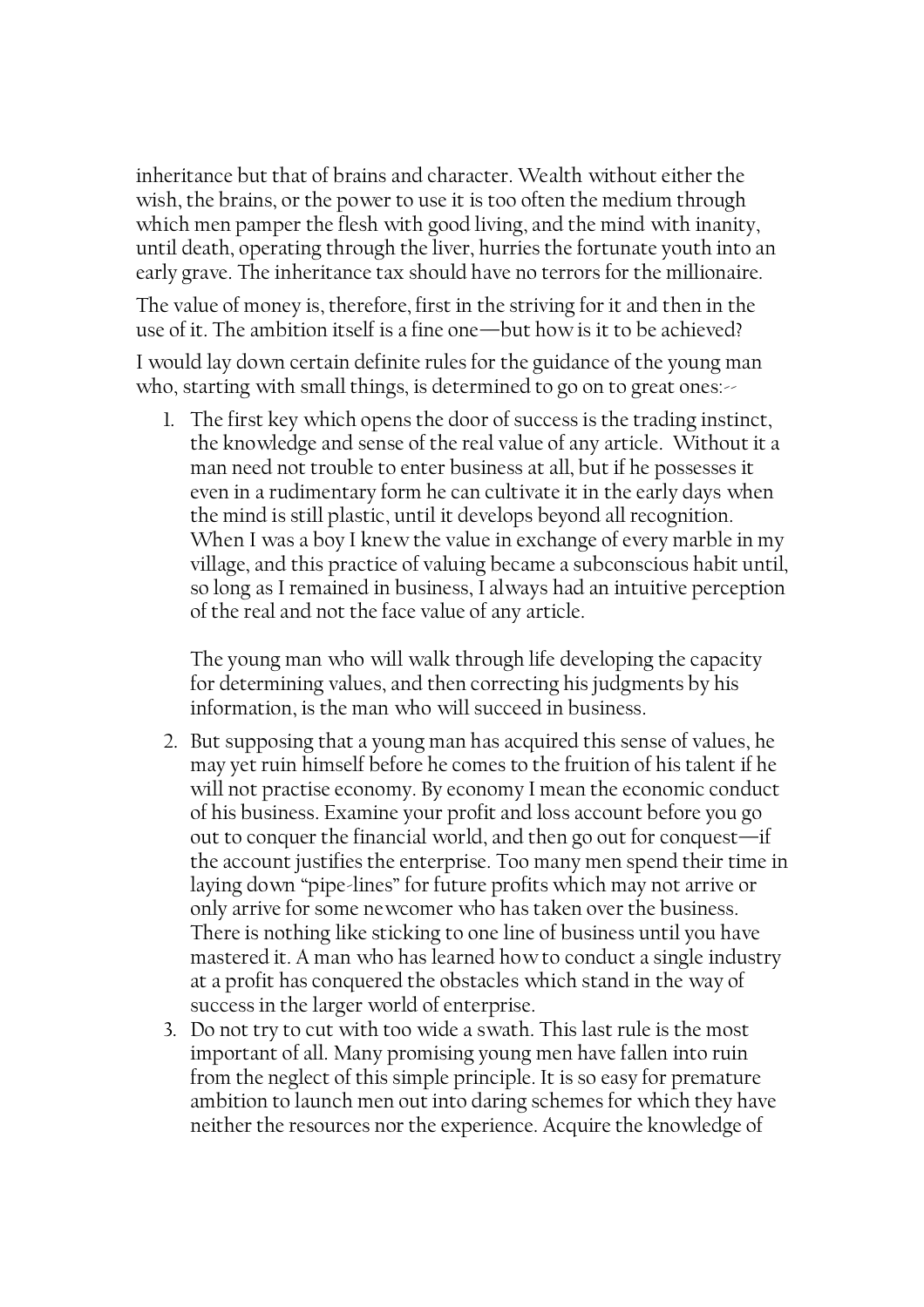inheritance but that of brains and character. Wealth without either the wish, the brains, or the power to use it is too often the medium through which men pamper the flesh with good living, and the mind with inanity, until death, operating through the liver, hurries the fortunate youth into an early grave. The inheritance tax should have no terrors for the millionaire.

The value of money is, therefore, first in the striving for it and then in the use of it. The ambition itself is a fine one—but how is it to be achieved?

I would lay down certain definite rules for the guidance of the young man who, starting with small things, is determined to go on to great ones:--

1. The first key which opens the door of success is the trading instinct, the knowledge and sense of the real value of any article. Without it a man need not trouble to enter business at all, but if he possesses it even in a rudimentary form he can cultivate it in the early days when the mind is still plastic, until it develops beyond all recognition. When I was a boy I knew the value in exchange of every marble in my village, and this practice of valuing became a subconscious habit until, so long as I remained in business, I always had an intuitive perception of the real and not the face value of any article.

   The young man who will walk through life developing the capacity for determining values, and then correcting his judgments by his information, is the man who will succeed in business.

2. But supposing that a young man has acquired this sense of values, he may yet ruin himself before he comes to the fruition of his talent if he will not practise economy. By economy I mean the economic conduct of his business. Examine your profit and loss account before you go out to conquer the financial world, and then go out for conquest—if the account justifies the enterprise. Too many men spend their time in laying down "pipe-lines" for future profits which may not arrive or only arrive for some newcomer who has taken over the business. There is nothing like sticking to one line of business until you have mastered it. A man who has learned how to conduct a single industry at a profit has conquered the obstacles which stand in the way of success in the larger world of enterprise.
3. Do not try to cut with too wide a swath. This last rule is the most important of all. Many promising young men have fallen into ruin from the neglect of this simple principle. It is so easy for premature ambition to launch men out into daring schemes for which they have neither the resources nor the experience. Acquire the knowledge of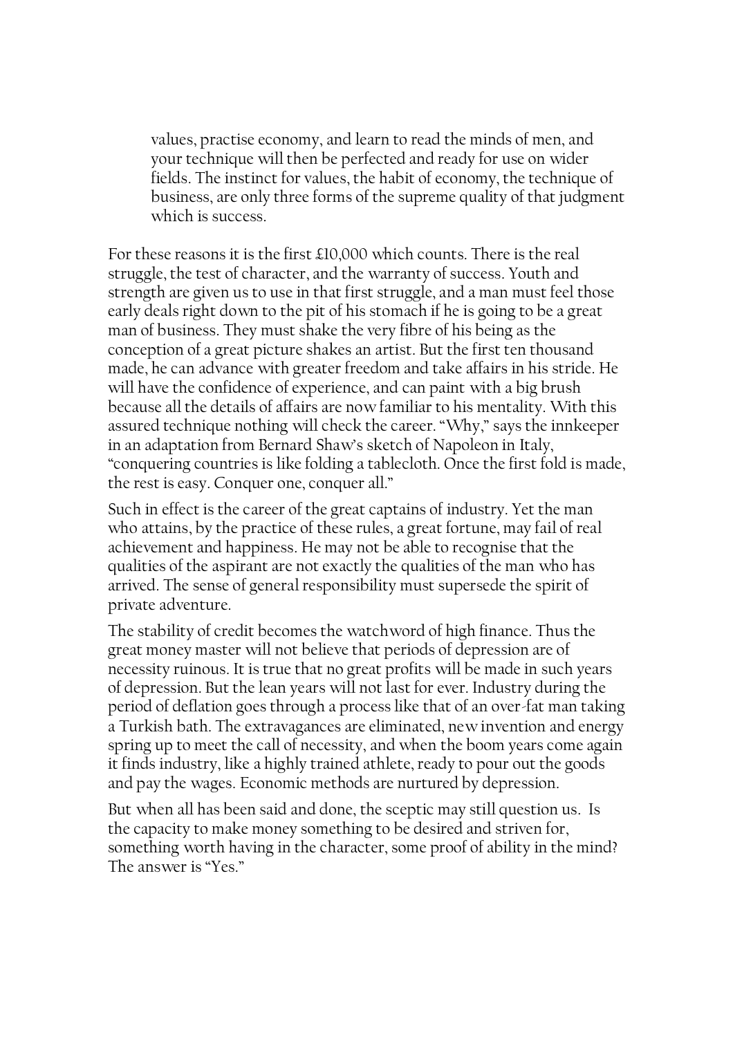> values, practise economy, and learn to read the minds of men, and your technique will then be perfected and ready for use on wider fields. The instinct for values, the habit of economy, the technique of business, are only three forms of the supreme quality of that judgment which is success.

For these reasons it is the first £10,000 which counts. There is the real struggle, the test of character, and the warranty of success. Youth and strength are given us to use in that first struggle, and a man must feel those early deals right down to the pit of his stomach if he is going to be a great man of business. They must shake the very fibre of his being as the conception of a great picture shakes an artist. But the first ten thousand made, he can advance with greater freedom and take affairs in his stride. He will have the confidence of experience, and can paint with a big brush because all the details of affairs are now familiar to his mentality. With this assured technique nothing will check the career. "Why," says the innkeeper in an adaptation from Bernard Shaw's sketch of Napoleon in Italy, "conquering countries is like folding a tablecloth. Once the first fold is made, the rest is easy. Conquer one, conquer all."

Such in effect is the career of the great captains of industry. Yet the man who attains, by the practice of these rules, a great fortune, may fail of real achievement and happiness. He may not be able to recognise that the qualities of the aspirant are not exactly the qualities of the man who has arrived. The sense of general responsibility must supersede the spirit of private adventure.

The stability of credit becomes the watchword of high finance. Thus the great money master will not believe that periods of depression are of necessity ruinous. It is true that no great profits will be made in such years of depression. But the lean years will not last for ever. Industry during the period of deflation goes through a process like that of an over-fat man taking a Turkish bath. The extravagances are eliminated, new invention and energy spring up to meet the call of necessity, and when the boom years come again it finds industry, like a highly trained athlete, ready to pour out the goods and pay the wages. Economic methods are nurtured by depression.

But when all has been said and done, the sceptic may still question us. Is the capacity to make money something to be desired and striven for, something worth having in the character, some proof of ability in the mind? The answer is "Yes."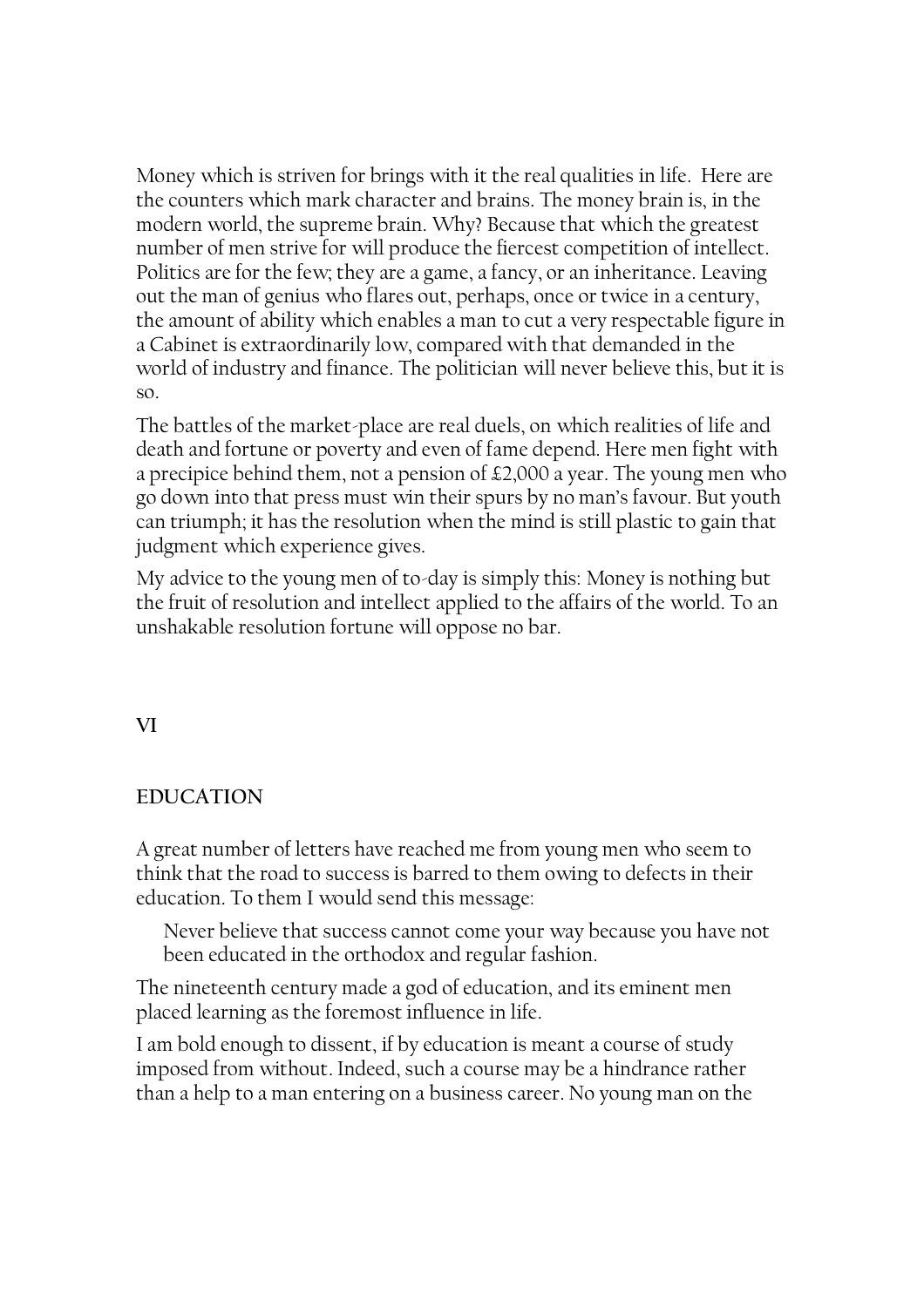Money which is striven for brings with it the real qualities in life. Here are the counters which mark character and brains. The money brain is, in the modern world, the supreme brain. Why? Because that which the greatest number of men strive for will produce the fiercest competition of intellect. Politics are for the few; they are a game, a fancy, or an inheritance. Leaving out the man of genius who flares out, perhaps, once or twice in a century, the amount of ability which enables a man to cut a very respectable figure in a Cabinet is extraordinarily low, compared with that demanded in the world of industry and finance. The politician will never believe this, but it is so.

The battles of the market-place are real duels, on which realities of life and death and fortune or poverty and even of fame depend. Here men fight with a precipice behind them, not a pension of £2,000 a year. The young men who go down into that press must win their spurs by no man's favour. But youth can triumph; it has the resolution when the mind is still plastic to gain that judgment which experience gives.

My advice to the young men of to-day is simply this: Money is nothing but the fruit of resolution and intellect applied to the affairs of the world. To an unshakable resolution fortune will oppose no bar.

## VI

## EDUCATION

A great number of letters have reached me from young men who seem to think that the road to success is barred to them owing to defects in their education. To them I would send this message:

> Never believe that success cannot come your way because you have not been educated in the orthodox and regular fashion.

The nineteenth century made a god of education, and its eminent men placed learning as the foremost influence in life.

I am bold enough to dissent, if by education is meant a course of study imposed from without. Indeed, such a course may be a hindrance rather than a help to a man entering on a business career. No young man on the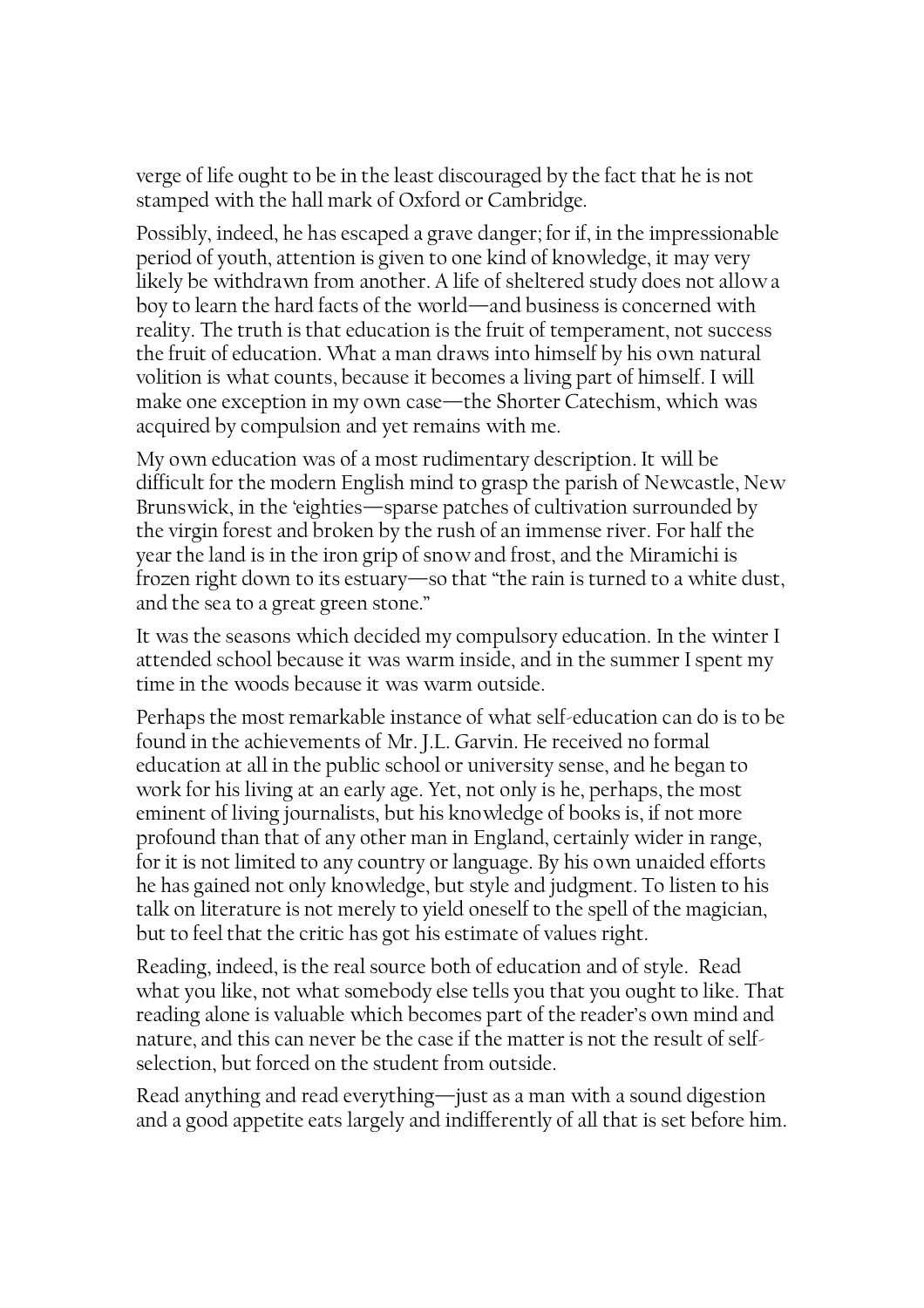verge of life ought to be in the least discouraged by the fact that he is not stamped with the hall mark of Oxford or Cambridge.

Possibly, indeed, he has escaped a grave danger; for if, in the impressionable period of youth, attention is given to one kind of knowledge, it may very likely be withdrawn from another. A life of sheltered study does not allow a boy to learn the hard facts of the world—and business is concerned with reality. The truth is that education is the fruit of temperament, not success the fruit of education. What a man draws into himself by his own natural volition is what counts, because it becomes a living part of himself. I will make one exception in my own case—the Shorter Catechism, which was acquired by compulsion and yet remains with me.

My own education was of a most rudimentary description. It will be difficult for the modern English mind to grasp the parish of Newcastle, New Brunswick, in the 'eighties—sparse patches of cultivation surrounded by the virgin forest and broken by the rush of an immense river. For half the year the land is in the iron grip of snow and frost, and the Miramichi is frozen right down to its estuary—so that "the rain is turned to a white dust, and the sea to a great green stone."

It was the seasons which decided my compulsory education. In the winter I attended school because it was warm inside, and in the summer I spent my time in the woods because it was warm outside.

Perhaps the most remarkable instance of what self-education can do is to be found in the achievements of Mr. J.L. Garvin. He received no formal education at all in the public school or university sense, and he began to work for his living at an early age. Yet, not only is he, perhaps, the most eminent of living journalists, but his knowledge of books is, if not more profound than that of any other man in England, certainly wider in range, for it is not limited to any country or language. By his own unaided efforts he has gained not only knowledge, but style and judgment. To listen to his talk on literature is not merely to yield oneself to the spell of the magician, but to feel that the critic has got his estimate of values right.

Reading, indeed, is the real source both of education and of style. Read what you like, not what somebody else tells you that you ought to like. That reading alone is valuable which becomes part of the reader's own mind and nature, and this can never be the case if the matter is not the result of self-selection, but forced on the student from outside.

Read anything and read everything—just as a man with a sound digestion and a good appetite eats largely and indifferently of all that is set before him.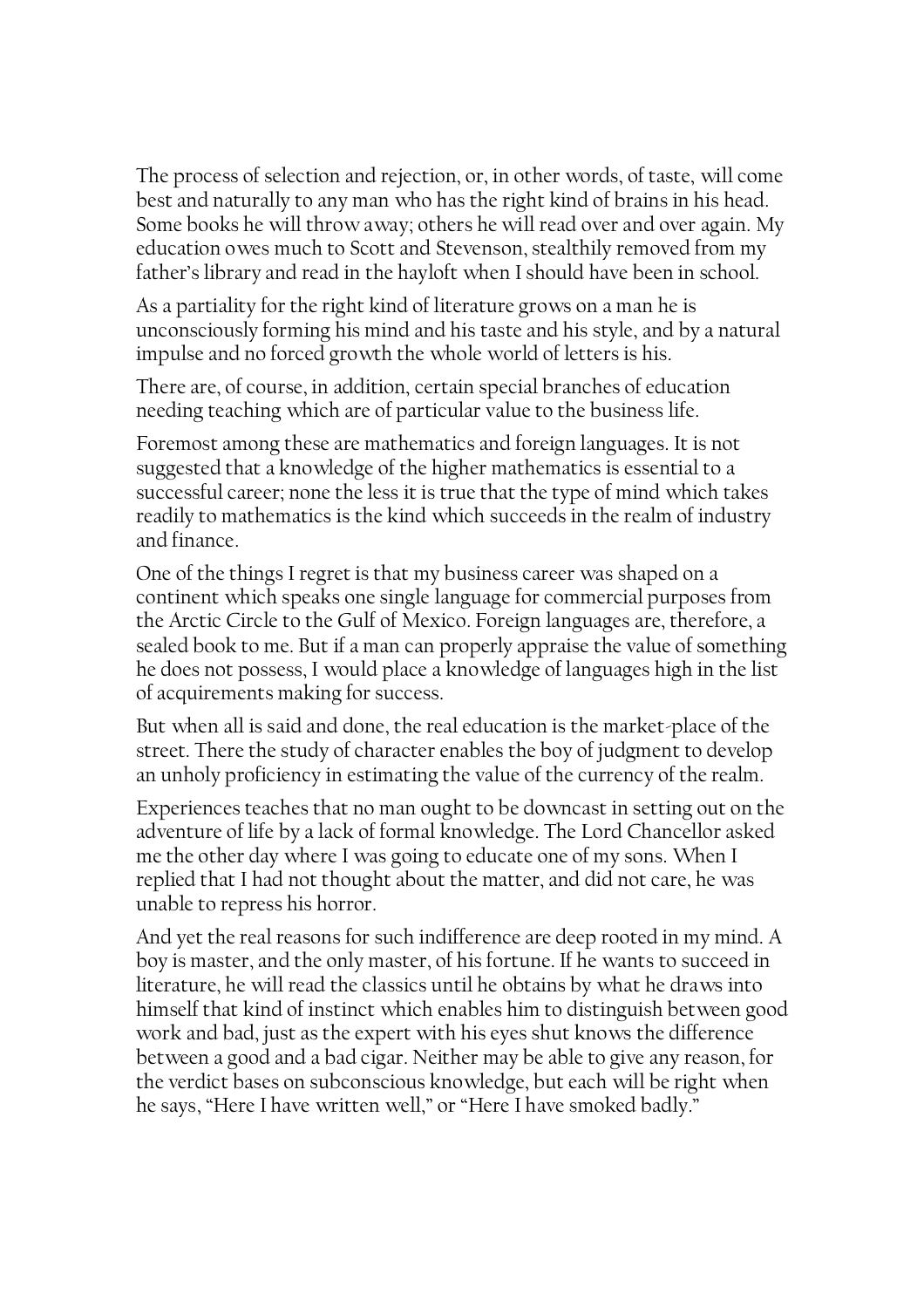The process of selection and rejection, or, in other words, of taste, will come best and naturally to any man who has the right kind of brains in his head. Some books he will throw away; others he will read over and over again. My education owes much to Scott and Stevenson, stealthily removed from my father's library and read in the hayloft when I should have been in school.

As a partiality for the right kind of literature grows on a man he is unconsciously forming his mind and his taste and his style, and by a natural impulse and no forced growth the whole world of letters is his.

There are, of course, in addition, certain special branches of education needing teaching which are of particular value to the business life.

Foremost among these are mathematics and foreign languages. It is not suggested that a knowledge of the higher mathematics is essential to a successful career; none the less it is true that the type of mind which takes readily to mathematics is the kind which succeeds in the realm of industry and finance.

One of the things I regret is that my business career was shaped on a continent which speaks one single language for commercial purposes from the Arctic Circle to the Gulf of Mexico. Foreign languages are, therefore, a sealed book to me. But if a man can properly appraise the value of something he does not possess, I would place a knowledge of languages high in the list of acquirements making for success.

But when all is said and done, the real education is the market-place of the street. There the study of character enables the boy of judgment to develop an unholy proficiency in estimating the value of the currency of the realm.

Experiences teaches that no man ought to be downcast in setting out on the adventure of life by a lack of formal knowledge. The Lord Chancellor asked me the other day where I was going to educate one of my sons. When I replied that I had not thought about the matter, and did not care, he was unable to repress his horror.

And yet the real reasons for such indifference are deep rooted in my mind. A boy is master, and the only master, of his fortune. If he wants to succeed in literature, he will read the classics until he obtains by what he draws into himself that kind of instinct which enables him to distinguish between good work and bad, just as the expert with his eyes shut knows the difference between a good and a bad cigar. Neither may be able to give any reason, for the verdict bases on subconscious knowledge, but each will be right when he says, "Here I have written well," or "Here I have smoked badly."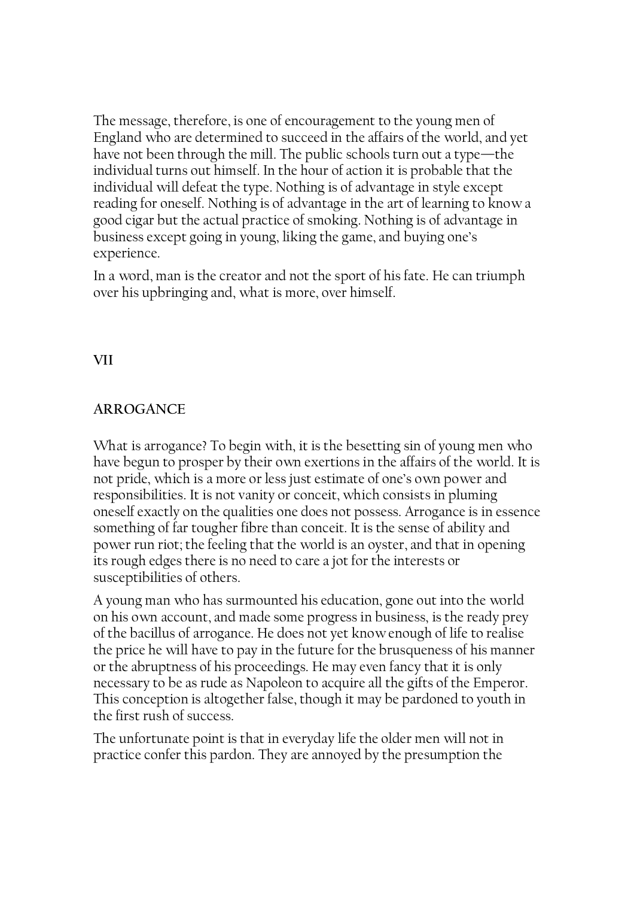The message, therefore, is one of encouragement to the young men of England who are determined to succeed in the affairs of the world, and yet have not been through the mill. The public schools turn out a type—the individual turns out himself. In the hour of action it is probable that the individual will defeat the type. Nothing is of advantage in style except reading for oneself. Nothing is of advantage in the art of learning to know a good cigar but the actual practice of smoking. Nothing is of advantage in business except going in young, liking the game, and buying one's experience.

In a word, man is the creator and not the sport of his fate. He can triumph over his upbringing and, what is more, over himself.

## VII

## ARROGANCE

What is arrogance? To begin with, it is the besetting sin of young men who have begun to prosper by their own exertions in the affairs of the world. It is not pride, which is a more or less just estimate of one's own power and responsibilities. It is not vanity or conceit, which consists in pluming oneself exactly on the qualities one does not possess. Arrogance is in essence something of far tougher fibre than conceit. It is the sense of ability and power run riot; the feeling that the world is an oyster, and that in opening its rough edges there is no need to care a jot for the interests or susceptibilities of others.

A young man who has surmounted his education, gone out into the world on his own account, and made some progress in business, is the ready prey of the bacillus of arrogance. He does not yet know enough of life to realise the price he will have to pay in the future for the brusqueness of his manner or the abruptness of his proceedings. He may even fancy that it is only necessary to be as rude as Napoleon to acquire all the gifts of the Emperor. This conception is altogether false, though it may be pardoned to youth in the first rush of success.

The unfortunate point is that in everyday life the older men will not in practice confer this pardon. They are annoyed by the presumption the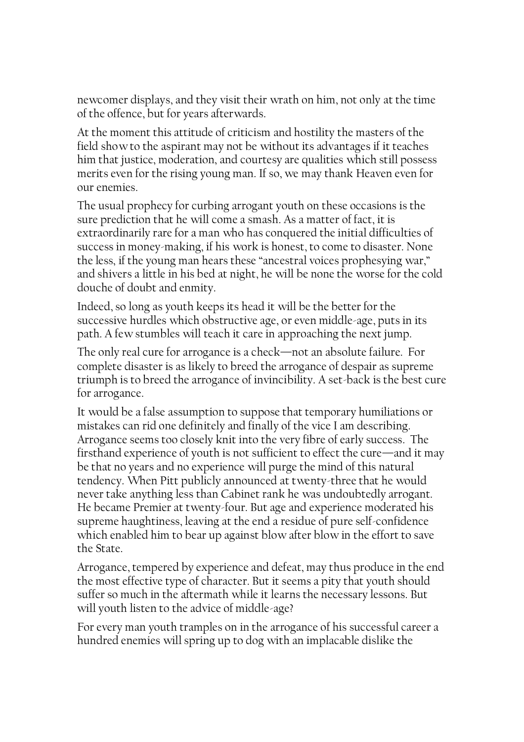newcomer displays, and they visit their wrath on him, not only at the time of the offence, but for years afterwards.

At the moment this attitude of criticism and hostility the masters of the field show to the aspirant may not be without its advantages if it teaches him that justice, moderation, and courtesy are qualities which still possess merits even for the rising young man. If so, we may thank Heaven even for our enemies.

The usual prophecy for curbing arrogant youth on these occasions is the sure prediction that he will come a smash. As a matter of fact, it is extraordinarily rare for a man who has conquered the initial difficulties of success in money-making, if his work is honest, to come to disaster. None the less, if the young man hears these "ancestral voices prophesying war," and shivers a little in his bed at night, he will be none the worse for the cold douche of doubt and enmity.

Indeed, so long as youth keeps its head it will be the better for the successive hurdles which obstructive age, or even middle-age, puts in its path. A few stumbles will teach it care in approaching the next jump.

The only real cure for arrogance is a check—not an absolute failure. For complete disaster is as likely to breed the arrogance of despair as supreme triumph is to breed the arrogance of invincibility. A set-back is the best cure for arrogance.

It would be a false assumption to suppose that temporary humiliations or mistakes can rid one definitely and finally of the vice I am describing. Arrogance seems too closely knit into the very fibre of early success. The firsthand experience of youth is not sufficient to effect the cure—and it may be that no years and no experience will purge the mind of this natural tendency. When Pitt publicly announced at twenty-three that he would never take anything less than Cabinet rank he was undoubtedly arrogant. He became Premier at twenty-four. But age and experience moderated his supreme haughtiness, leaving at the end a residue of pure self-confidence which enabled him to bear up against blow after blow in the effort to save the State.

Arrogance, tempered by experience and defeat, may thus produce in the end the most effective type of character. But it seems a pity that youth should suffer so much in the aftermath while it learns the necessary lessons. But will youth listen to the advice of middle-age?

For every man youth tramples on in the arrogance of his successful career a hundred enemies will spring up to dog with an implacable dislike the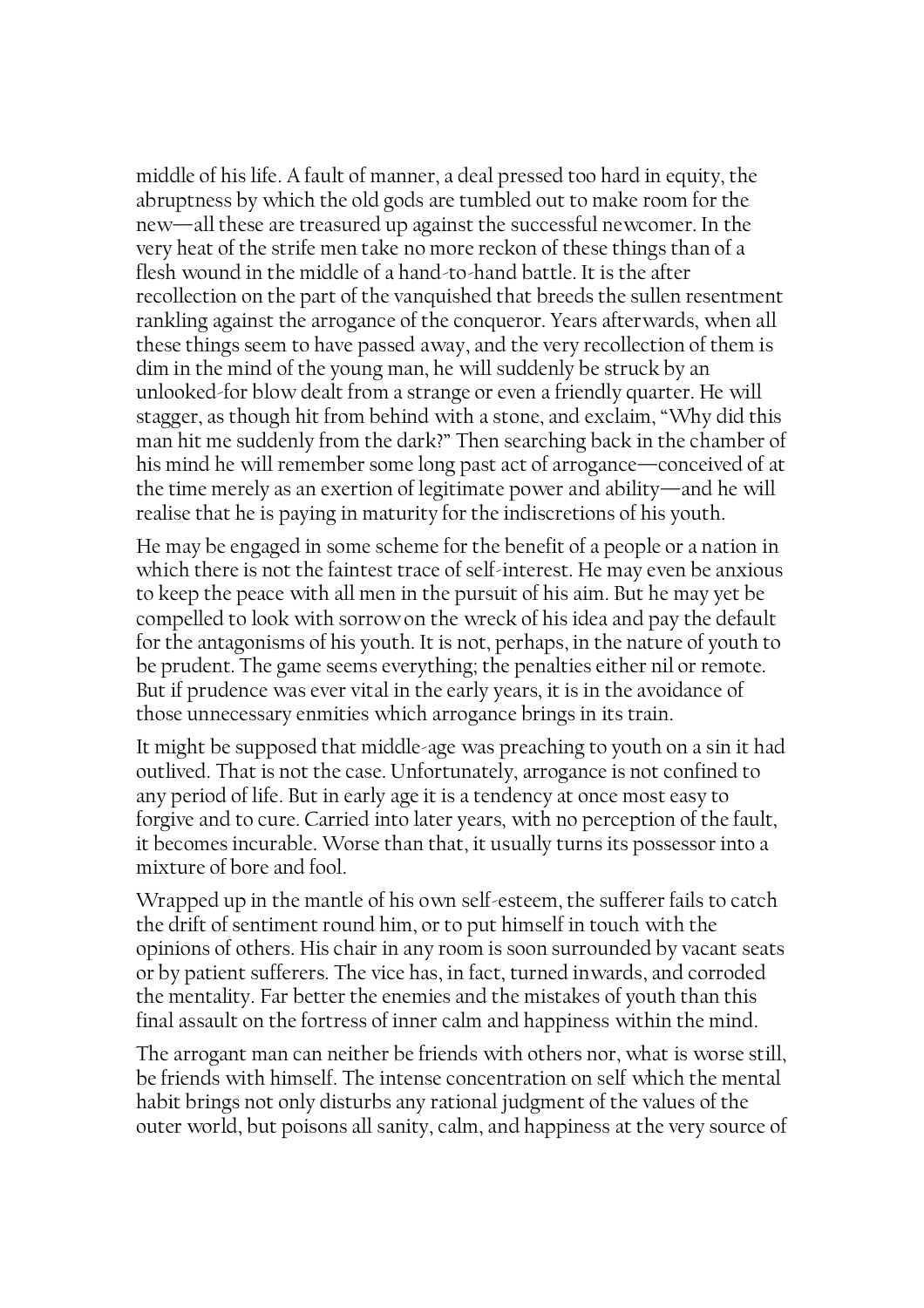middle of his life. A fault of manner, a deal pressed too hard in equity, the abruptness by which the old gods are tumbled out to make room for the new—all these are treasured up against the successful newcomer. In the very heat of the strife men take no more reckon of these things than of a flesh wound in the middle of a hand-to-hand battle. It is the after recollection on the part of the vanquished that breeds the sullen resentment rankling against the arrogance of the conqueror. Years afterwards, when all these things seem to have passed away, and the very recollection of them is dim in the mind of the young man, he will suddenly be struck by an unlooked-for blow dealt from a strange or even a friendly quarter. He will stagger, as though hit from behind with a stone, and exclaim, "Why did this man hit me suddenly from the dark?" Then searching back in the chamber of his mind he will remember some long past act of arrogance—conceived of at the time merely as an exertion of legitimate power and ability—and he will realise that he is paying in maturity for the indiscretions of his youth.

He may be engaged in some scheme for the benefit of a people or a nation in which there is not the faintest trace of self-interest. He may even be anxious to keep the peace with all men in the pursuit of his aim. But he may yet be compelled to look with sorrow on the wreck of his idea and pay the default for the antagonisms of his youth. It is not, perhaps, in the nature of youth to be prudent. The game seems everything; the penalties either nil or remote. But if prudence was ever vital in the early years, it is in the avoidance of those unnecessary enmities which arrogance brings in its train.

It might be supposed that middle-age was preaching to youth on a sin it had outlived. That is not the case. Unfortunately, arrogance is not confined to any period of life. But in early age it is a tendency at once most easy to forgive and to cure. Carried into later years, with no perception of the fault, it becomes incurable. Worse than that, it usually turns its possessor into a mixture of bore and fool.

Wrapped up in the mantle of his own self-esteem, the sufferer fails to catch the drift of sentiment round him, or to put himself in touch with the opinions of others. His chair in any room is soon surrounded by vacant seats or by patient sufferers. The vice has, in fact, turned inwards, and corroded the mentality. Far better the enemies and the mistakes of youth than this final assault on the fortress of inner calm and happiness within the mind.

The arrogant man can neither be friends with others nor, what is worse still, be friends with himself. The intense concentration on self which the mental habit brings not only disturbs any rational judgment of the values of the outer world, but poisons all sanity, calm, and happiness at the very source of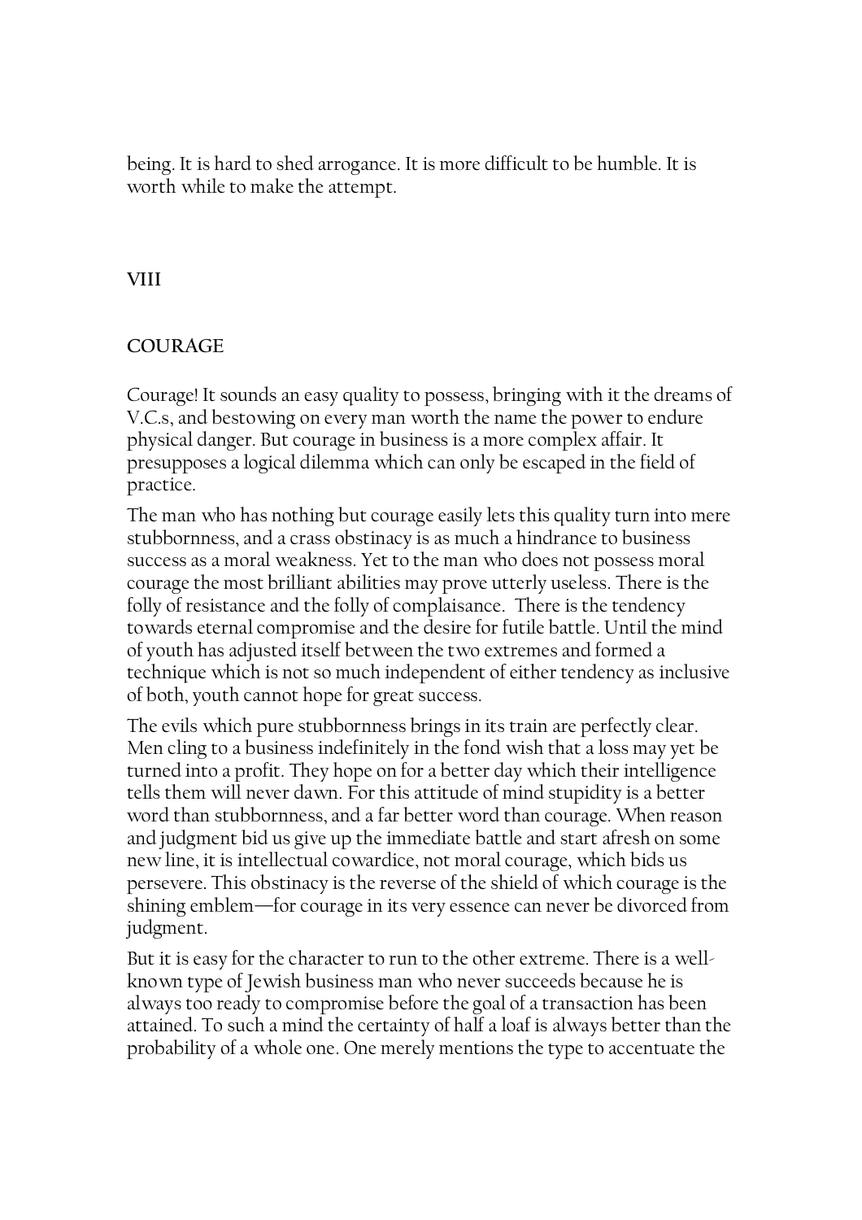being. It is hard to shed arrogance. It is more difficult to be humble. It is worth while to make the attempt.

## VIII

## COURAGE

Courage! It sounds an easy quality to possess, bringing with it the dreams of V.C.s, and bestowing on every man worth the name the power to endure physical danger. But courage in business is a more complex affair. It presupposes a logical dilemma which can only be escaped in the field of practice.

The man who has nothing but courage easily lets this quality turn into mere stubbornness, and a crass obstinacy is as much a hindrance to business success as a moral weakness. Yet to the man who does not possess moral courage the most brilliant abilities may prove utterly useless. There is the folly of resistance and the folly of complaisance. There is the tendency towards eternal compromise and the desire for futile battle. Until the mind of youth has adjusted itself between the two extremes and formed a technique which is not so much independent of either tendency as inclusive of both, youth cannot hope for great success.

The evils which pure stubbornness brings in its train are perfectly clear. Men cling to a business indefinitely in the fond wish that a loss may yet be turned into a profit. They hope on for a better day which their intelligence tells them will never dawn. For this attitude of mind stupidity is a better word than stubbornness, and a far better word than courage. When reason and judgment bid us give up the immediate battle and start afresh on some new line, it is intellectual cowardice, not moral courage, which bids us persevere. This obstinacy is the reverse of the shield of which courage is the shining emblem—for courage in its very essence can never be divorced from judgment.

But it is easy for the character to run to the other extreme. There is a well-known type of Jewish business man who never succeeds because he is always too ready to compromise before the goal of a transaction has been attained. To such a mind the certainty of half a loaf is always better than the probability of a whole one. One merely mentions the type to accentuate the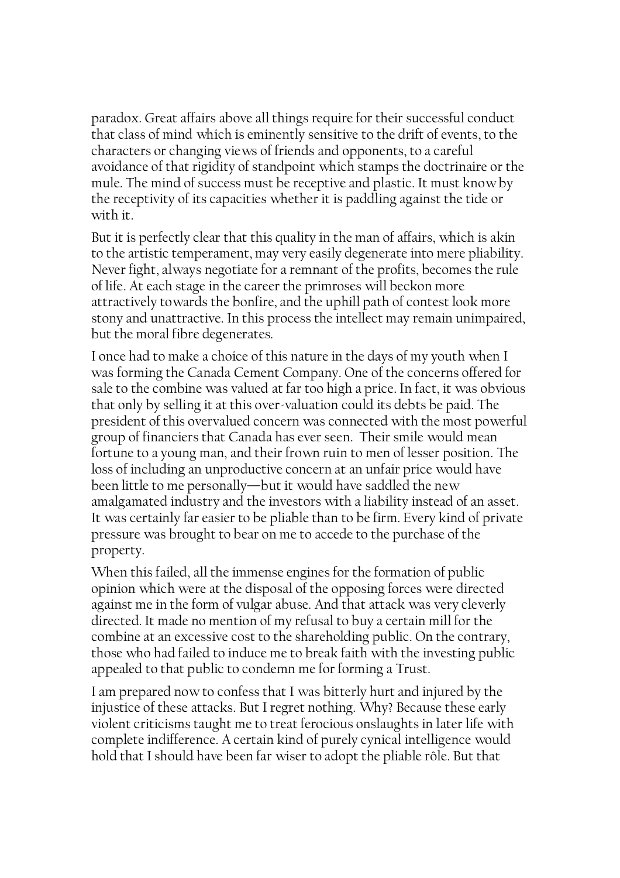paradox. Great affairs above all things require for their successful conduct that class of mind which is eminently sensitive to the drift of events, to the characters or changing views of friends and opponents, to a careful avoidance of that rigidity of standpoint which stamps the doctrinaire or the mule. The mind of success must be receptive and plastic. It must know by the receptivity of its capacities whether it is paddling against the tide or with it.

But it is perfectly clear that this quality in the man of affairs, which is akin to the artistic temperament, may very easily degenerate into mere pliability. Never fight, always negotiate for a remnant of the profits, becomes the rule of life. At each stage in the career the primroses will beckon more attractively towards the bonfire, and the uphill path of contest look more stony and unattractive. In this process the intellect may remain unimpaired, but the moral fibre degenerates.

I once had to make a choice of this nature in the days of my youth when I was forming the Canada Cement Company. One of the concerns offered for sale to the combine was valued at far too high a price. In fact, it was obvious that only by selling it at this over-valuation could its debts be paid. The president of this overvalued concern was connected with the most powerful group of financiers that Canada has ever seen. Their smile would mean fortune to a young man, and their frown ruin to men of lesser position. The loss of including an unproductive concern at an unfair price would have been little to me personally—but it would have saddled the new amalgamated industry and the investors with a liability instead of an asset. It was certainly far easier to be pliable than to be firm. Every kind of private pressure was brought to bear on me to accede to the purchase of the property.

When this failed, all the immense engines for the formation of public opinion which were at the disposal of the opposing forces were directed against me in the form of vulgar abuse. And that attack was very cleverly directed. It made no mention of my refusal to buy a certain mill for the combine at an excessive cost to the shareholding public. On the contrary, those who had failed to induce me to break faith with the investing public appealed to that public to condemn me for forming a Trust.

I am prepared now to confess that I was bitterly hurt and injured by the injustice of these attacks. But I regret nothing. Why? Because these early violent criticisms taught me to treat ferocious onslaughts in later life with complete indifference. A certain kind of purely cynical intelligence would hold that I should have been far wiser to adopt the pliable rôle. But that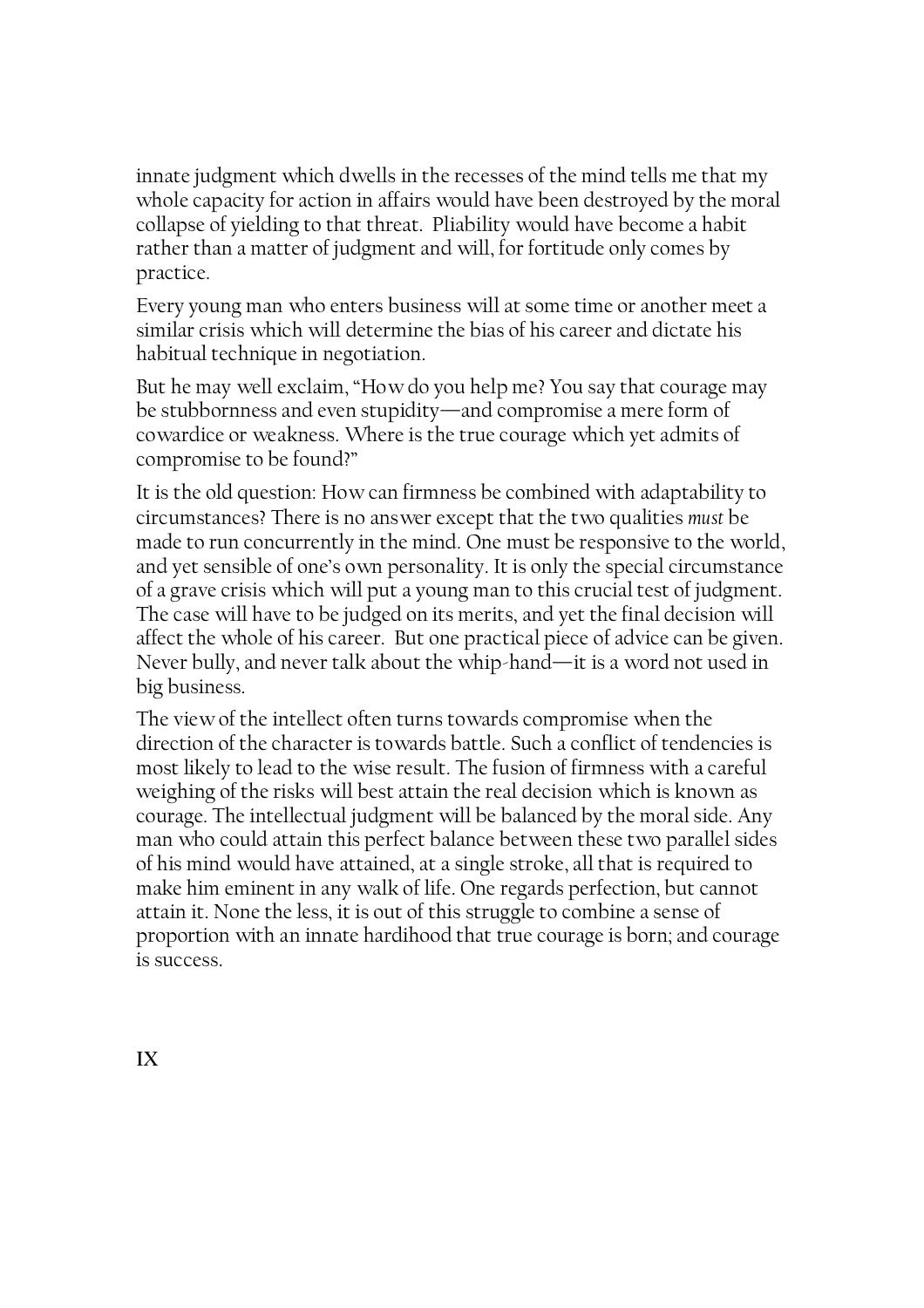innate judgment which dwells in the recesses of the mind tells me that my whole capacity for action in affairs would have been destroyed by the moral collapse of yielding to that threat. Pliability would have become a habit rather than a matter of judgment and will, for fortitude only comes by practice.

Every young man who enters business will at some time or another meet a similar crisis which will determine the bias of his career and dictate his habitual technique in negotiation.

But he may well exclaim, "How do you help me? You say that courage may be stubbornness and even stupidity—and compromise a mere form of cowardice or weakness. Where is the true courage which yet admits of compromise to be found?"

It is the old question: How can firmness be combined with adaptability to circumstances? There is no answer except that the two qualities *must* be made to run concurrently in the mind. One must be responsive to the world, and yet sensible of one's own personality. It is only the special circumstance of a grave crisis which will put a young man to this crucial test of judgment. The case will have to be judged on its merits, and yet the final decision will affect the whole of his career. But one practical piece of advice can be given. Never bully, and never talk about the whip-hand—it is a word not used in big business.

The view of the intellect often turns towards compromise when the direction of the character is towards battle. Such a conflict of tendencies is most likely to lead to the wise result. The fusion of firmness with a careful weighing of the risks will best attain the real decision which is known as courage. The intellectual judgment will be balanced by the moral side. Any man who could attain this perfect balance between these two parallel sides of his mind would have attained, at a single stroke, all that is required to make him eminent in any walk of life. One regards perfection, but cannot attain it. None the less, it is out of this struggle to combine a sense of proportion with an innate hardihood that true courage is born; and courage is success.

## IX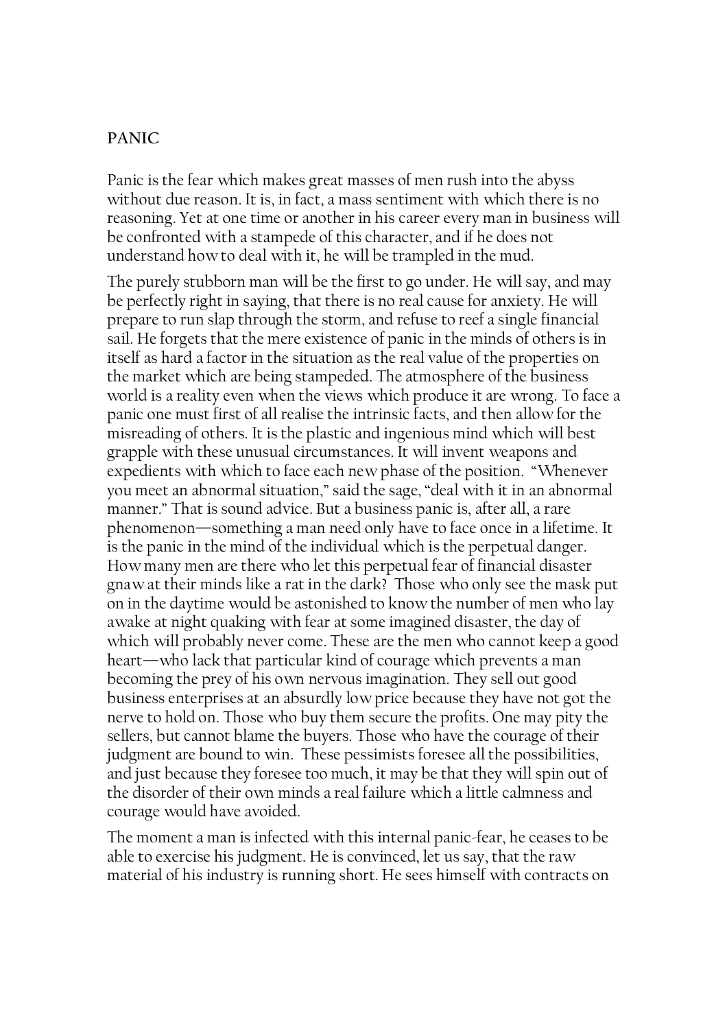## PANIC

Panic is the fear which makes great masses of men rush into the abyss without due reason. It is, in fact, a mass sentiment with which there is no reasoning. Yet at one time or another in his career every man in business will be confronted with a stampede of this character, and if he does not understand how to deal with it, he will be trampled in the mud.

The purely stubborn man will be the first to go under. He will say, and may be perfectly right in saying, that there is no real cause for anxiety. He will prepare to run slap through the storm, and refuse to reef a single financial sail. He forgets that the mere existence of panic in the minds of others is in itself as hard a factor in the situation as the real value of the properties on the market which are being stampeded. The atmosphere of the business world is a reality even when the views which produce it are wrong. To face a panic one must first of all realise the intrinsic facts, and then allow for the misreading of others. It is the plastic and ingenious mind which will best grapple with these unusual circumstances. It will invent weapons and expedients with which to face each new phase of the position. "Whenever you meet an abnormal situation," said the sage, "deal with it in an abnormal manner." That is sound advice. But a business panic is, after all, a rare phenomenon—something a man need only have to face once in a lifetime. It is the panic in the mind of the individual which is the perpetual danger. How many men are there who let this perpetual fear of financial disaster gnaw at their minds like a rat in the dark? Those who only see the mask put on in the daytime would be astonished to know the number of men who lay awake at night quaking with fear at some imagined disaster, the day of which will probably never come. These are the men who cannot keep a good heart—who lack that particular kind of courage which prevents a man becoming the prey of his own nervous imagination. They sell out good business enterprises at an absurdly low price because they have not got the nerve to hold on. Those who buy them secure the profits. One may pity the sellers, but cannot blame the buyers. Those who have the courage of their judgment are bound to win. These pessimists foresee all the possibilities, and just because they foresee too much, it may be that they will spin out of the disorder of their own minds a real failure which a little calmness and courage would have avoided.

The moment a man is infected with this internal panic-fear, he ceases to be able to exercise his judgment. He is convinced, let us say, that the raw material of his industry is running short. He sees himself with contracts on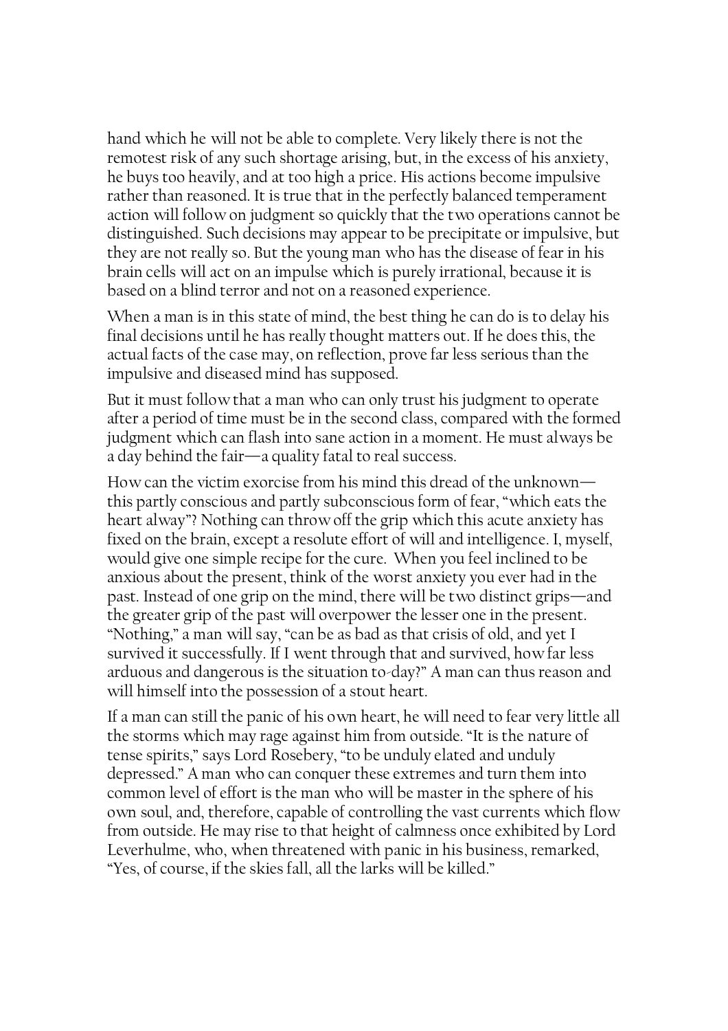hand which he will not be able to complete. Very likely there is not the remotest risk of any such shortage arising, but, in the excess of his anxiety, he buys too heavily, and at too high a price. His actions become impulsive rather than reasoned. It is true that in the perfectly balanced temperament action will follow on judgment so quickly that the two operations cannot be distinguished. Such decisions may appear to be precipitate or impulsive, but they are not really so. But the young man who has the disease of fear in his brain cells will act on an impulse which is purely irrational, because it is based on a blind terror and not on a reasoned experience.

When a man is in this state of mind, the best thing he can do is to delay his final decisions until he has really thought matters out. If he does this, the actual facts of the case may, on reflection, prove far less serious than the impulsive and diseased mind has supposed.

But it must follow that a man who can only trust his judgment to operate after a period of time must be in the second class, compared with the formed judgment which can flash into sane action in a moment. He must always be a day behind the fair—a quality fatal to real success.

How can the victim exorcise from his mind this dread of the unknown—this partly conscious and partly subconscious form of fear, "which eats the heart alway"? Nothing can throw off the grip which this acute anxiety has fixed on the brain, except a resolute effort of will and intelligence. I, myself, would give one simple recipe for the cure. When you feel inclined to be anxious about the present, think of the worst anxiety you ever had in the past. Instead of one grip on the mind, there will be two distinct grips—and the greater grip of the past will overpower the lesser one in the present. "Nothing," a man will say, "can be as bad as that crisis of old, and yet I survived it successfully. If I went through that and survived, how far less arduous and dangerous is the situation to-day?" A man can thus reason and will himself into the possession of a stout heart.

If a man can still the panic of his own heart, he will need to fear very little all the storms which may rage against him from outside. "It is the nature of tense spirits," says Lord Rosebery, "to be unduly elated and unduly depressed." A man who can conquer these extremes and turn them into common level of effort is the man who will be master in the sphere of his own soul, and, therefore, capable of controlling the vast currents which flow from outside. He may rise to that height of calmness once exhibited by Lord Leverhulme, who, when threatened with panic in his business, remarked, "Yes, of course, if the skies fall, all the larks will be killed."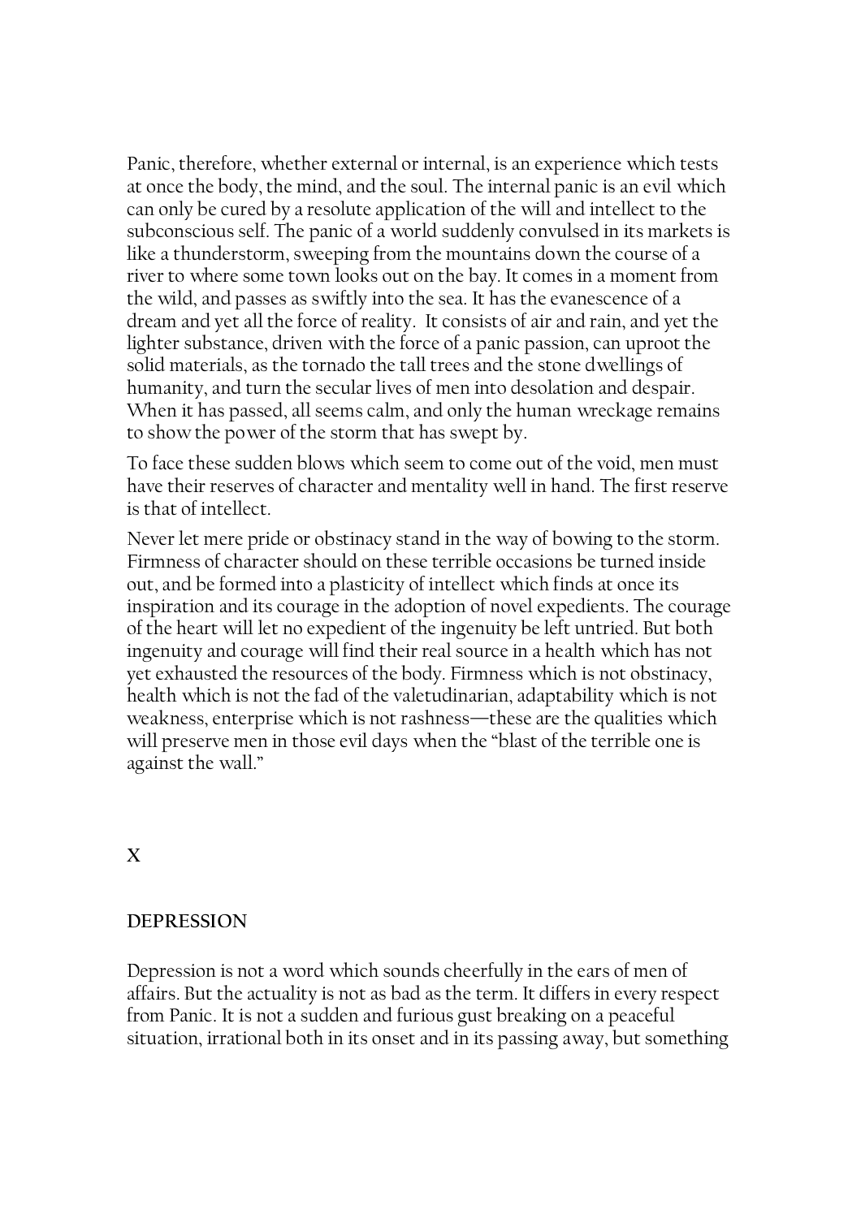Panic, therefore, whether external or internal, is an experience which tests at once the body, the mind, and the soul. The internal panic is an evil which can only be cured by a resolute application of the will and intellect to the subconscious self. The panic of a world suddenly convulsed in its markets is like a thunderstorm, sweeping from the mountains down the course of a river to where some town looks out on the bay. It comes in a moment from the wild, and passes as swiftly into the sea. It has the evanescence of a dream and yet all the force of reality. It consists of air and rain, and yet the lighter substance, driven with the force of a panic passion, can uproot the solid materials, as the tornado the tall trees and the stone dwellings of humanity, and turn the secular lives of men into desolation and despair. When it has passed, all seems calm, and only the human wreckage remains to show the power of the storm that has swept by.

To face these sudden blows which seem to come out of the void, men must have their reserves of character and mentality well in hand. The first reserve is that of intellect.

Never let mere pride or obstinacy stand in the way of bowing to the storm. Firmness of character should on these terrible occasions be turned inside out, and be formed into a plasticity of intellect which finds at once its inspiration and its courage in the adoption of novel expedients. The courage of the heart will let no expedient of the ingenuity be left untried. But both ingenuity and courage will find their real source in a health which has not yet exhausted the resources of the body. Firmness which is not obstinacy, health which is not the fad of the valetudinarian, adaptability which is not weakness, enterprise which is not rashness—these are the qualities which will preserve men in those evil days when the "blast of the terrible one is against the wall."

## X

## DEPRESSION

Depression is not a word which sounds cheerfully in the ears of men of affairs. But the actuality is not as bad as the term. It differs in every respect from Panic. It is not a sudden and furious gust breaking on a peaceful situation, irrational both in its onset and in its passing away, but something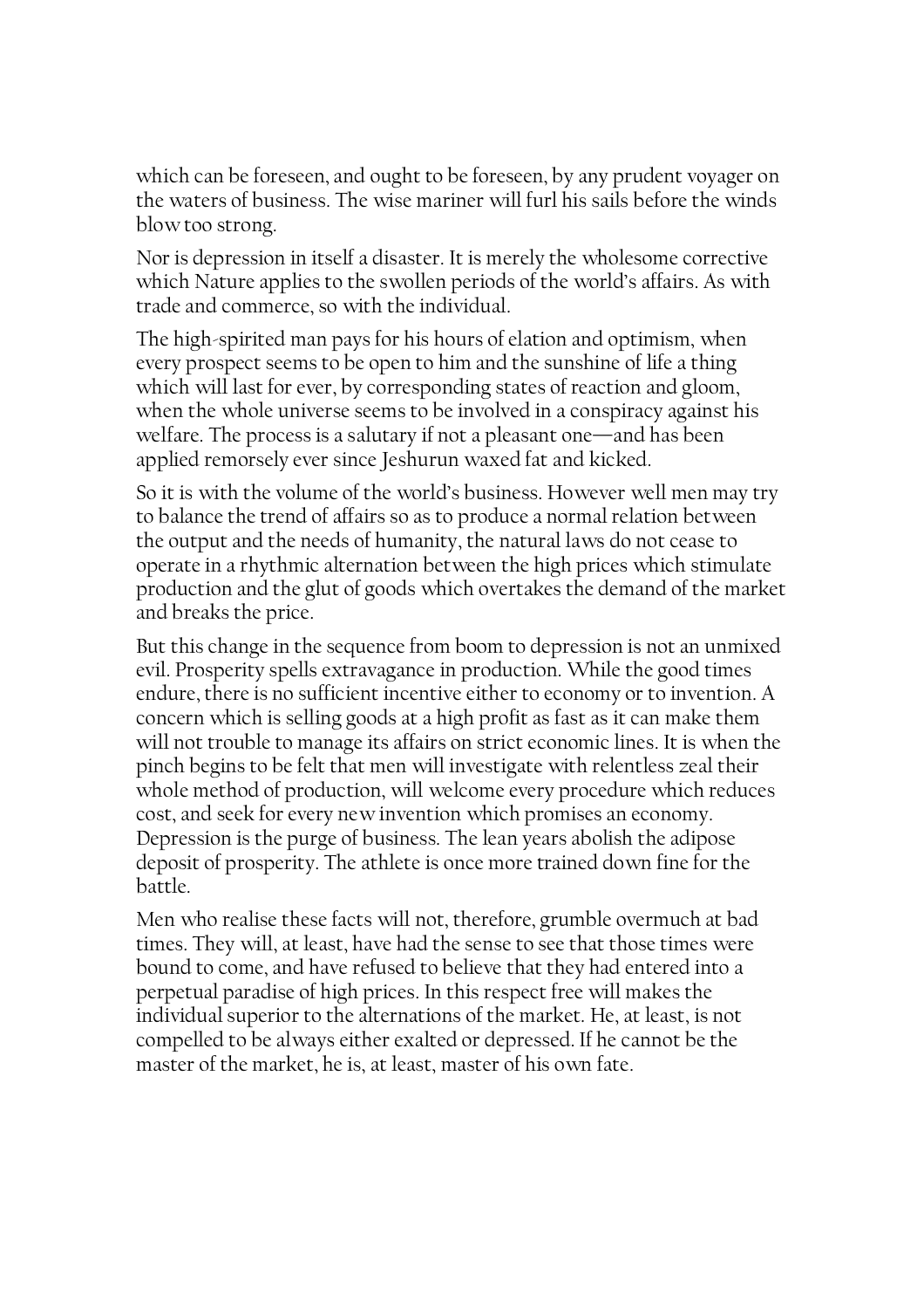which can be foreseen, and ought to be foreseen, by any prudent voyager on the waters of business. The wise mariner will furl his sails before the winds blow too strong.

Nor is depression in itself a disaster. It is merely the wholesome corrective which Nature applies to the swollen periods of the world's affairs. As with trade and commerce, so with the individual.

The high-spirited man pays for his hours of elation and optimism, when every prospect seems to be open to him and the sunshine of life a thing which will last for ever, by corresponding states of reaction and gloom, when the whole universe seems to be involved in a conspiracy against his welfare. The process is a salutary if not a pleasant one—and has been applied remorsely ever since Jeshurun waxed fat and kicked.

So it is with the volume of the world's business. However well men may try to balance the trend of affairs so as to produce a normal relation between the output and the needs of humanity, the natural laws do not cease to operate in a rhythmic alternation between the high prices which stimulate production and the glut of goods which overtakes the demand of the market and breaks the price.

But this change in the sequence from boom to depression is not an unmixed evil. Prosperity spells extravagance in production. While the good times endure, there is no sufficient incentive either to economy or to invention. A concern which is selling goods at a high profit as fast as it can make them will not trouble to manage its affairs on strict economic lines. It is when the pinch begins to be felt that men will investigate with relentless zeal their whole method of production, will welcome every procedure which reduces cost, and seek for every new invention which promises an economy. Depression is the purge of business. The lean years abolish the adipose deposit of prosperity. The athlete is once more trained down fine for the battle.

Men who realise these facts will not, therefore, grumble overmuch at bad times. They will, at least, have had the sense to see that those times were bound to come, and have refused to believe that they had entered into a perpetual paradise of high prices. In this respect free will makes the individual superior to the alternations of the market. He, at least, is not compelled to be always either exalted or depressed. If he cannot be the master of the market, he is, at least, master of his own fate.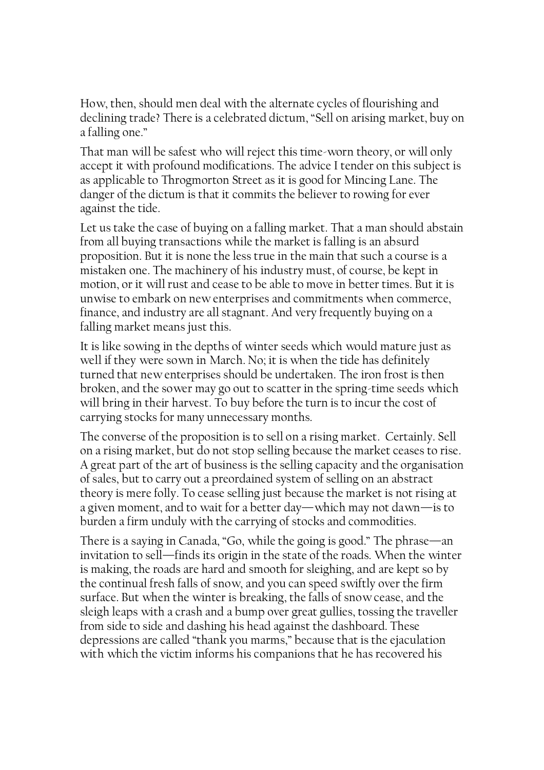How, then, should men deal with the alternate cycles of flourishing and declining trade? There is a celebrated dictum, "Sell on arising market, buy on a falling one."

That man will be safest who will reject this time-worn theory, or will only accept it with profound modifications. The advice I tender on this subject is as applicable to Throgmorton Street as it is good for Mincing Lane. The danger of the dictum is that it commits the believer to rowing for ever against the tide.

Let us take the case of buying on a falling market. That a man should abstain from all buying transactions while the market is falling is an absurd proposition. But it is none the less true in the main that such a course is a mistaken one. The machinery of his industry must, of course, be kept in motion, or it will rust and cease to be able to move in better times. But it is unwise to embark on new enterprises and commitments when commerce, finance, and industry are all stagnant. And very frequently buying on a falling market means just this.

It is like sowing in the depths of winter seeds which would mature just as well if they were sown in March. No; it is when the tide has definitely turned that new enterprises should be undertaken. The iron frost is then broken, and the sower may go out to scatter in the spring-time seeds which will bring in their harvest. To buy before the turn is to incur the cost of carrying stocks for many unnecessary months.

The converse of the proposition is to sell on a rising market. Certainly. Sell on a rising market, but do not stop selling because the market ceases to rise. A great part of the art of business is the selling capacity and the organisation of sales, but to carry out a preordained system of selling on an abstract theory is mere folly. To cease selling just because the market is not rising at a given moment, and to wait for a better day—which may not dawn—is to burden a firm unduly with the carrying of stocks and commodities.

There is a saying in Canada, "Go, while the going is good." The phrase—an invitation to sell—finds its origin in the state of the roads. When the winter is making, the roads are hard and smooth for sleighing, and are kept so by the continual fresh falls of snow, and you can speed swiftly over the firm surface. But when the winter is breaking, the falls of snow cease, and the sleigh leaps with a crash and a bump over great gullies, tossing the traveller from side to side and dashing his head against the dashboard. These depressions are called "thank you marms," because that is the ejaculation with which the victim informs his companions that he has recovered his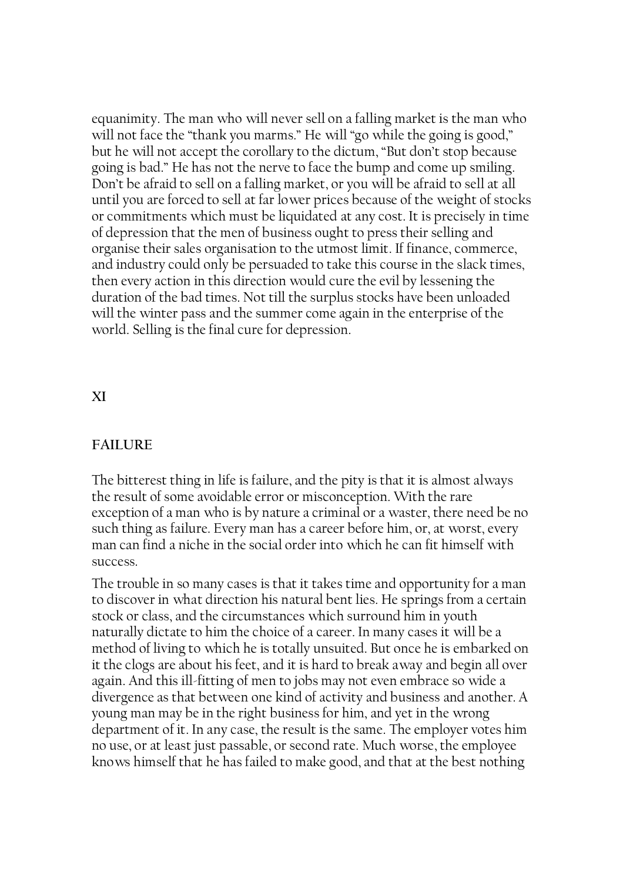equanimity. The man who will never sell on a falling market is the man who will not face the "thank you marms." He will "go while the going is good," but he will not accept the corollary to the dictum, "But don't stop because going is bad." He has not the nerve to face the bump and come up smiling. Don't be afraid to sell on a falling market, or you will be afraid to sell at all until you are forced to sell at far lower prices because of the weight of stocks or commitments which must be liquidated at any cost. It is precisely in time of depression that the men of business ought to press their selling and organise their sales organisation to the utmost limit. If finance, commerce, and industry could only be persuaded to take this course in the slack times, then every action in this direction would cure the evil by lessening the duration of the bad times. Not till the surplus stocks have been unloaded will the winter pass and the summer come again in the enterprise of the world. Selling is the final cure for depression.

## XI

## FAILURE

The bitterest thing in life is failure, and the pity is that it is almost always the result of some avoidable error or misconception. With the rare exception of a man who is by nature a criminal or a waster, there need be no such thing as failure. Every man has a career before him, or, at worst, every man can find a niche in the social order into which he can fit himself with success.

The trouble in so many cases is that it takes time and opportunity for a man to discover in what direction his natural bent lies. He springs from a certain stock or class, and the circumstances which surround him in youth naturally dictate to him the choice of a career. In many cases it will be a method of living to which he is totally unsuited. But once he is embarked on it the clogs are about his feet, and it is hard to break away and begin all over again. And this ill-fitting of men to jobs may not even embrace so wide a divergence as that between one kind of activity and business and another. A young man may be in the right business for him, and yet in the wrong department of it. In any case, the result is the same. The employer votes him no use, or at least just passable, or second rate. Much worse, the employee knows himself that he has failed to make good, and that at the best nothing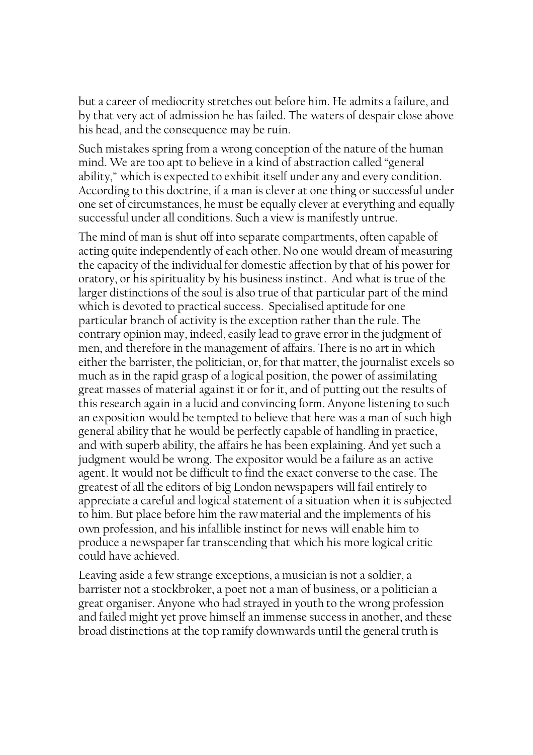but a career of mediocrity stretches out before him. He admits a failure, and by that very act of admission he has failed. The waters of despair close above his head, and the consequence may be ruin.

Such mistakes spring from a wrong conception of the nature of the human mind. We are too apt to believe in a kind of abstraction called "general ability," which is expected to exhibit itself under any and every condition. According to this doctrine, if a man is clever at one thing or successful under one set of circumstances, he must be equally clever at everything and equally successful under all conditions. Such a view is manifestly untrue.

The mind of man is shut off into separate compartments, often capable of acting quite independently of each other. No one would dream of measuring the capacity of the individual for domestic affection by that of his power for oratory, or his spirituality by his business instinct. And what is true of the larger distinctions of the soul is also true of that particular part of the mind which is devoted to practical success. Specialised aptitude for one particular branch of activity is the exception rather than the rule. The contrary opinion may, indeed, easily lead to grave error in the judgment of men, and therefore in the management of affairs. There is no art in which either the barrister, the politician, or, for that matter, the journalist excels so much as in the rapid grasp of a logical position, the power of assimilating great masses of material against it or for it, and of putting out the results of this research again in a lucid and convincing form. Anyone listening to such an exposition would be tempted to believe that here was a man of such high general ability that he would be perfectly capable of handling in practice, and with superb ability, the affairs he has been explaining. And yet such a judgment would be wrong. The expositor would be a failure as an active agent. It would not be difficult to find the exact converse to the case. The greatest of all the editors of big London newspapers will fail entirely to appreciate a careful and logical statement of a situation when it is subjected to him. But place before him the raw material and the implements of his own profession, and his infallible instinct for news will enable him to produce a newspaper far transcending that which his more logical critic could have achieved.

Leaving aside a few strange exceptions, a musician is not a soldier, a barrister not a stockbroker, a poet not a man of business, or a politician a great organiser. Anyone who had strayed in youth to the wrong profession and failed might yet prove himself an immense success in another, and these broad distinctions at the top ramify downwards until the general truth is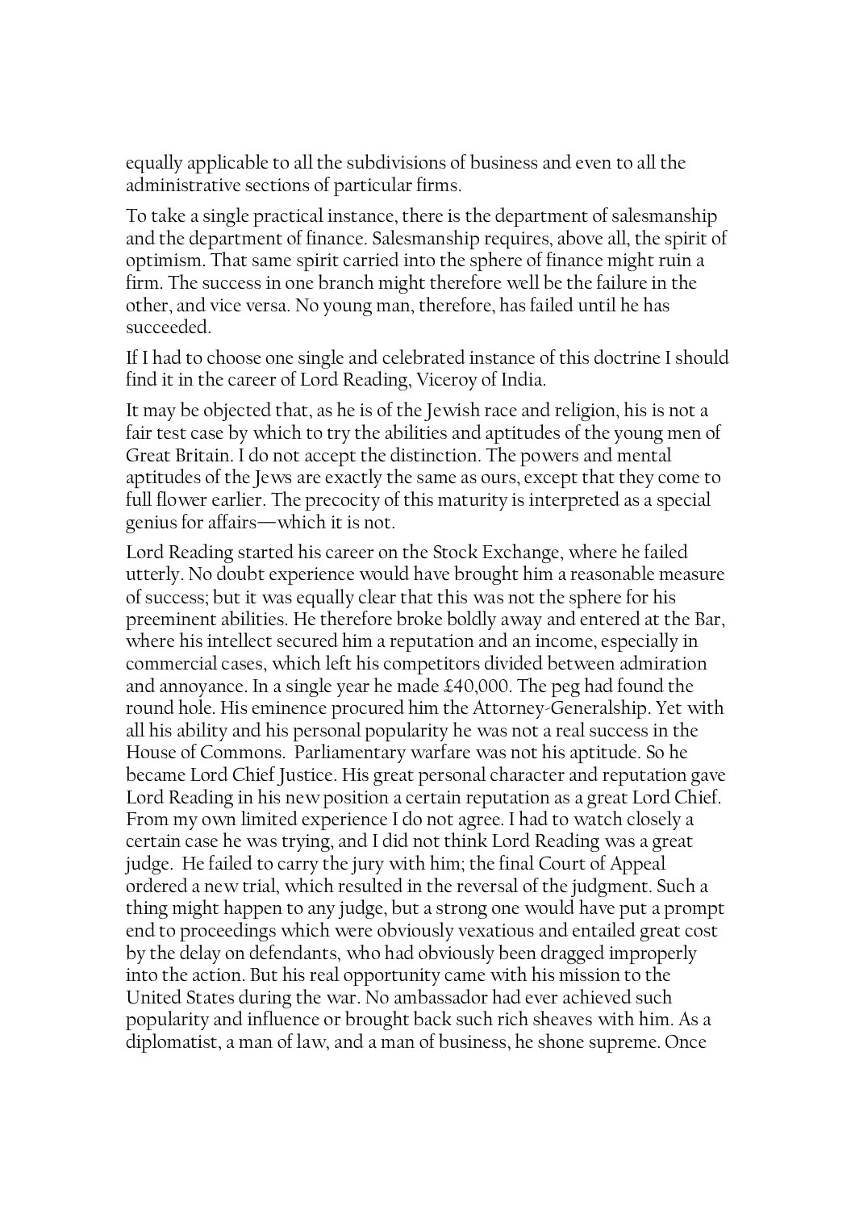equally applicable to all the subdivisions of business and even to all the administrative sections of particular firms.

To take a single practical instance, there is the department of salesmanship and the department of finance. Salesmanship requires, above all, the spirit of optimism. That same spirit carried into the sphere of finance might ruin a firm. The success in one branch might therefore well be the failure in the other, and vice versa. No young man, therefore, has failed until he has succeeded.

If I had to choose one single and celebrated instance of this doctrine I should find it in the career of Lord Reading, Viceroy of India.

It may be objected that, as he is of the Jewish race and religion, his is not a fair test case by which to try the abilities and aptitudes of the young men of Great Britain. I do not accept the distinction. The powers and mental aptitudes of the Jews are exactly the same as ours, except that they come to full flower earlier. The precocity of this maturity is interpreted as a special genius for affairs—which it is not.

Lord Reading started his career on the Stock Exchange, where he failed utterly. No doubt experience would have brought him a reasonable measure of success; but it was equally clear that this was not the sphere for his preeminent abilities. He therefore broke boldly away and entered at the Bar, where his intellect secured him a reputation and an income, especially in commercial cases, which left his competitors divided between admiration and annoyance. In a single year he made £40,000. The peg had found the round hole. His eminence procured him the Attorney-Generalship. Yet with all his ability and his personal popularity he was not a real success in the House of Commons. Parliamentary warfare was not his aptitude. So he became Lord Chief Justice. His great personal character and reputation gave Lord Reading in his new position a certain reputation as a great Lord Chief. From my own limited experience I do not agree. I had to watch closely a certain case he was trying, and I did not think Lord Reading was a great judge. He failed to carry the jury with him; the final Court of Appeal ordered a new trial, which resulted in the reversal of the judgment. Such a thing might happen to any judge, but a strong one would have put a prompt end to proceedings which were obviously vexatious and entailed great cost by the delay on defendants, who had obviously been dragged improperly into the action. But his real opportunity came with his mission to the United States during the war. No ambassador had ever achieved such popularity and influence or brought back such rich sheaves with him. As a diplomatist, a man of law, and a man of business, he shone supreme. Once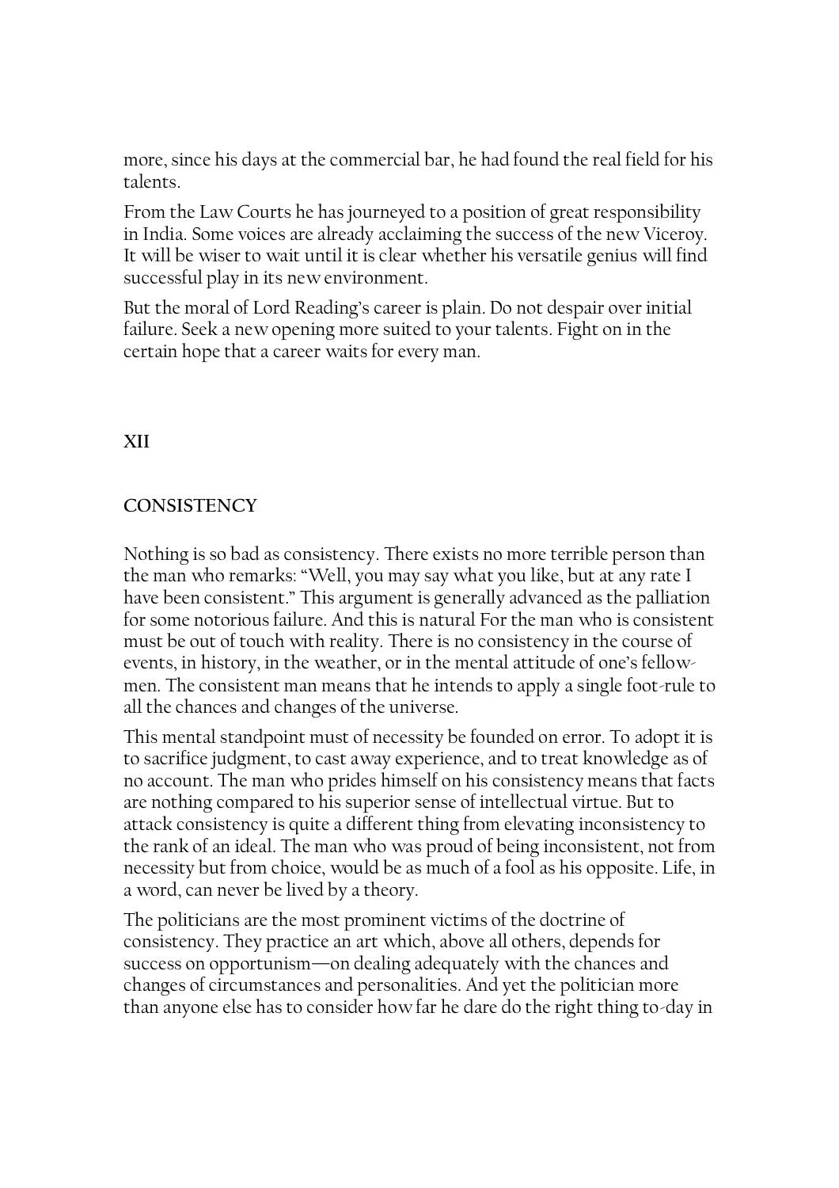more, since his days at the commercial bar, he had found the real field for his talents.

From the Law Courts he has journeyed to a position of great responsibility in India. Some voices are already acclaiming the success of the new Viceroy. It will be wiser to wait until it is clear whether his versatile genius will find successful play in its new environment.

But the moral of Lord Reading's career is plain. Do not despair over initial failure. Seek a new opening more suited to your talents. Fight on in the certain hope that a career waits for every man.

## XII

## CONSISTENCY

Nothing is so bad as consistency. There exists no more terrible person than the man who remarks: "Well, you may say what you like, but at any rate I have been consistent." This argument is generally advanced as the palliation for some notorious failure. And this is natural For the man who is consistent must be out of touch with reality. There is no consistency in the course of events, in history, in the weather, or in the mental attitude of one's fellow-men. The consistent man means that he intends to apply a single foot-rule to all the chances and changes of the universe.

This mental standpoint must of necessity be founded on error. To adopt it is to sacrifice judgment, to cast away experience, and to treat knowledge as of no account. The man who prides himself on his consistency means that facts are nothing compared to his superior sense of intellectual virtue. But to attack consistency is quite a different thing from elevating inconsistency to the rank of an ideal. The man who was proud of being inconsistent, not from necessity but from choice, would be as much of a fool as his opposite. Life, in a word, can never be lived by a theory.

The politicians are the most prominent victims of the doctrine of consistency. They practice an art which, above all others, depends for success on opportunism—on dealing adequately with the chances and changes of circumstances and personalities. And yet the politician more than anyone else has to consider how far he dare do the right thing to-day in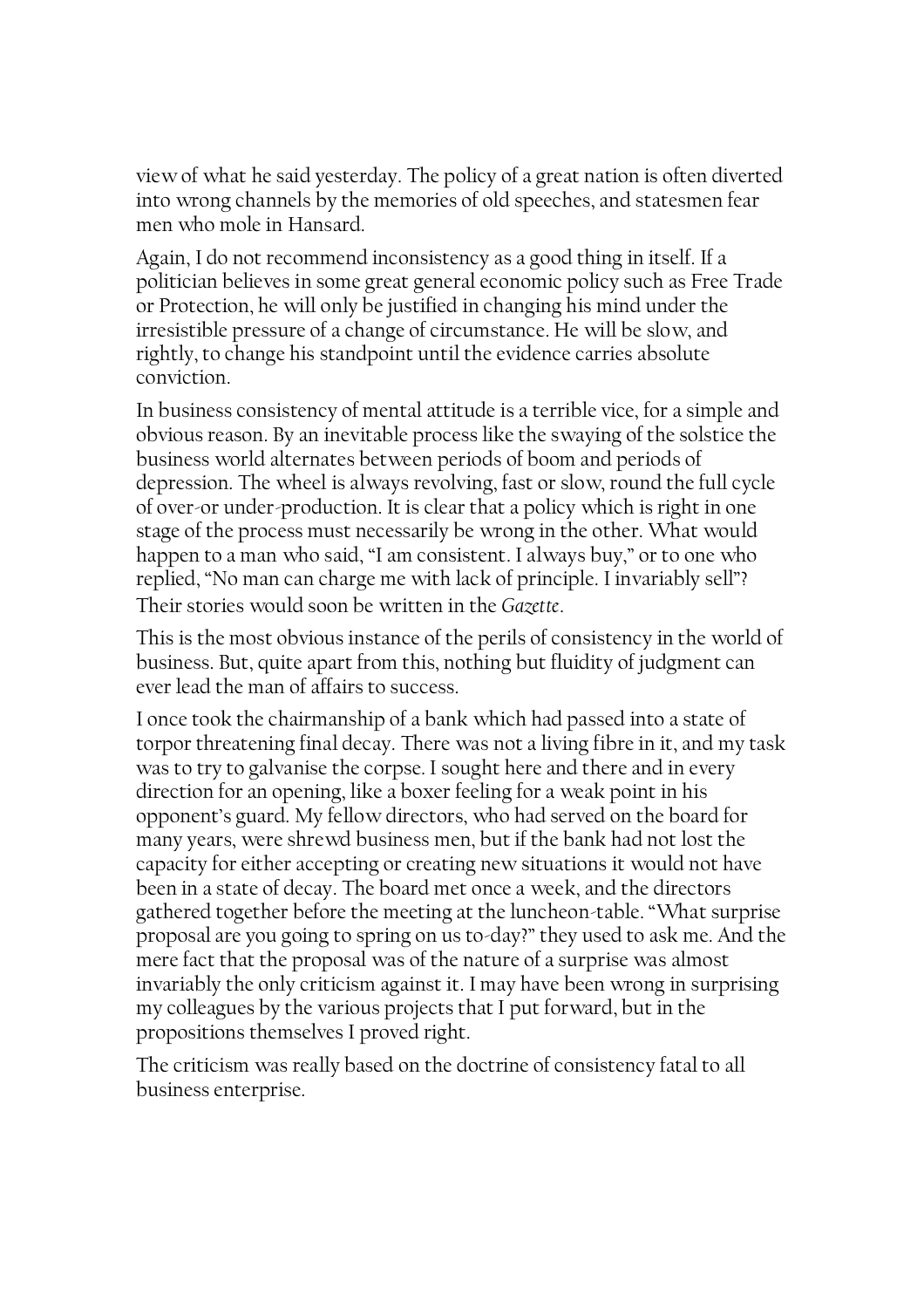view of what he said yesterday. The policy of a great nation is often diverted into wrong channels by the memories of old speeches, and statesmen fear men who mole in Hansard.

Again, I do not recommend inconsistency as a good thing in itself. If a politician believes in some great general economic policy such as Free Trade or Protection, he will only be justified in changing his mind under the irresistible pressure of a change of circumstance. He will be slow, and rightly, to change his standpoint until the evidence carries absolute conviction.

In business consistency of mental attitude is a terrible vice, for a simple and obvious reason. By an inevitable process like the swaying of the solstice the business world alternates between periods of boom and periods of depression. The wheel is always revolving, fast or slow, round the full cycle of over-or under-production. It is clear that a policy which is right in one stage of the process must necessarily be wrong in the other. What would happen to a man who said, "I am consistent. I always buy," or to one who replied, "No man can charge me with lack of principle. I invariably sell"? Their stories would soon be written in the *Gazette*.

This is the most obvious instance of the perils of consistency in the world of business. But, quite apart from this, nothing but fluidity of judgment can ever lead the man of affairs to success.

I once took the chairmanship of a bank which had passed into a state of torpor threatening final decay. There was not a living fibre in it, and my task was to try to galvanise the corpse. I sought here and there and in every direction for an opening, like a boxer feeling for a weak point in his opponent's guard. My fellow directors, who had served on the board for many years, were shrewd business men, but if the bank had not lost the capacity for either accepting or creating new situations it would not have been in a state of decay. The board met once a week, and the directors gathered together before the meeting at the luncheon-table. "What surprise proposal are you going to spring on us to-day?" they used to ask me. And the mere fact that the proposal was of the nature of a surprise was almost invariably the only criticism against it. I may have been wrong in surprising my colleagues by the various projects that I put forward, but in the propositions themselves I proved right.

The criticism was really based on the doctrine of consistency fatal to all business enterprise.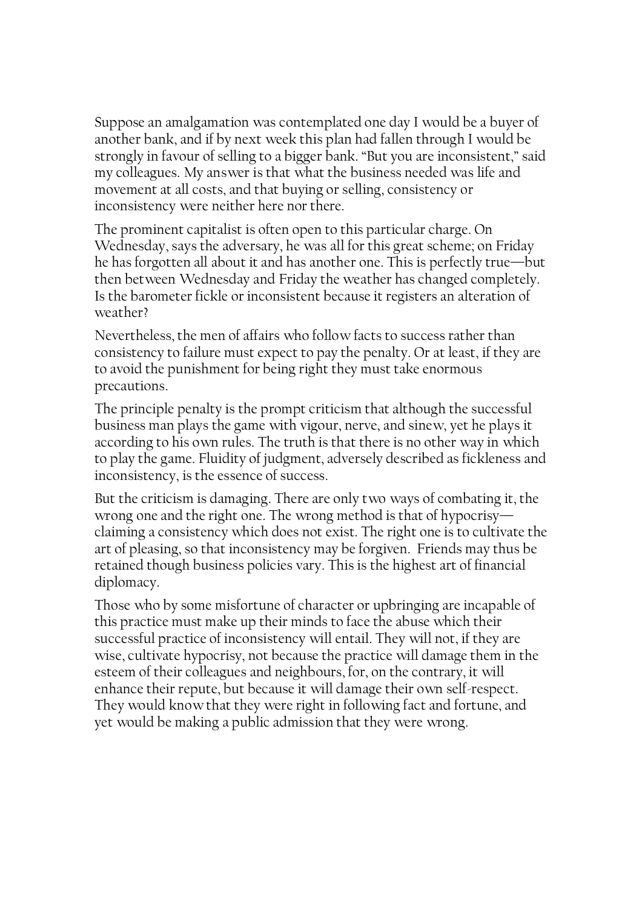Suppose an amalgamation was contemplated one day I would be a buyer of another bank, and if by next week this plan had fallen through I would be strongly in favour of selling to a bigger bank. “But you are inconsistent,” said my colleagues. My answer is that what the business needed was life and movement at all costs, and that buying or selling, consistency or inconsistency were neither here nor there.

The prominent capitalist is often open to this particular charge. On Wednesday, says the adversary, he was all for this great scheme; on Friday he has forgotten all about it and has another one. This is perfectly true—but then between Wednesday and Friday the weather has changed completely. Is the barometer fickle or inconsistent because it registers an alteration of weather?

Nevertheless, the men of affairs who follow facts to success rather than consistency to failure must expect to pay the penalty. Or at least, if they are to avoid the punishment for being right they must take enormous precautions.

The principle penalty is the prompt criticism that although the successful business man plays the game with vigour, nerve, and sinew, yet he plays it according to his own rules. The truth is that there is no other way in which to play the game. Fluidity of judgment, adversely described as fickleness and inconsistency, is the essence of success.

But the criticism is damaging. There are only two ways of combating it, the wrong one and the right one. The wrong method is that of hypocrisy—claiming a consistency which does not exist. The right one is to cultivate the art of pleasing, so that inconsistency may be forgiven. Friends may thus be retained though business policies vary. This is the highest art of financial diplomacy.

Those who by some misfortune of character or upbringing are incapable of this practice must make up their minds to face the abuse which their successful practice of inconsistency will entail. They will not, if they are wise, cultivate hypocrisy, not because the practice will damage them in the esteem of their colleagues and neighbours, for, on the contrary, it will enhance their repute, but because it will damage their own self-respect. They would know that they were right in following fact and fortune, and yet would be making a public admission that they were wrong.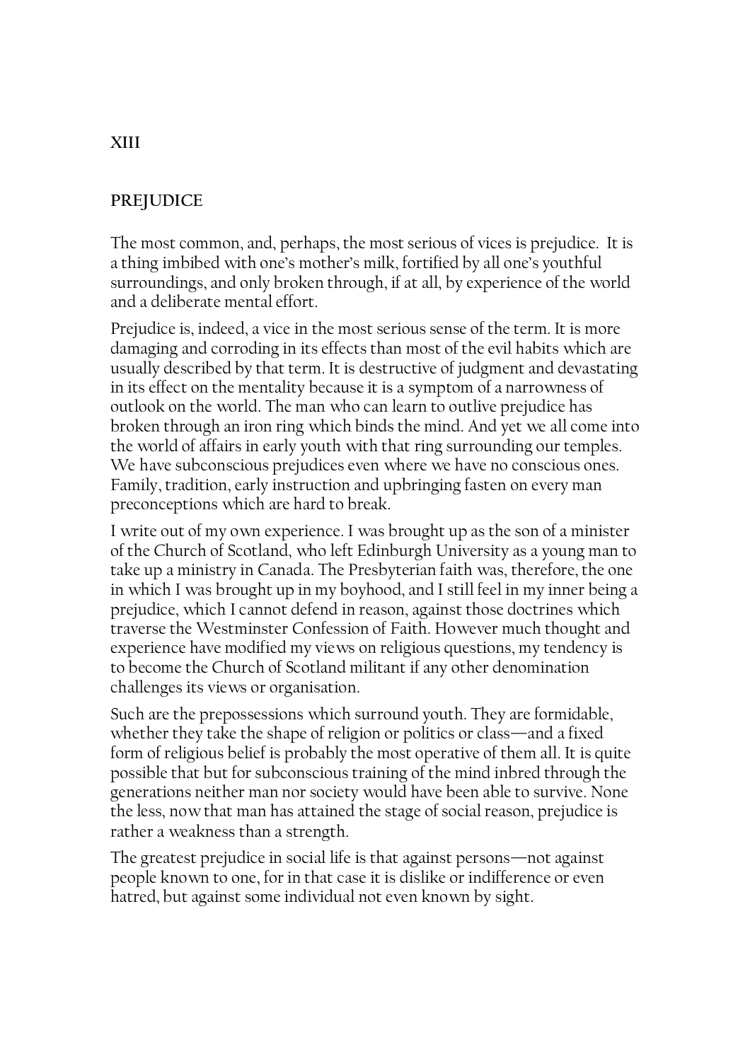## XIII

## PREJUDICE

The most common, and, perhaps, the most serious of vices is prejudice. It is a thing imbibed with one's mother's milk, fortified by all one's youthful surroundings, and only broken through, if at all, by experience of the world and a deliberate mental effort.

Prejudice is, indeed, a vice in the most serious sense of the term. It is more damaging and corroding in its effects than most of the evil habits which are usually described by that term. It is destructive of judgment and devastating in its effect on the mentality because it is a symptom of a narrowness of outlook on the world. The man who can learn to outlive prejudice has broken through an iron ring which binds the mind. And yet we all come into the world of affairs in early youth with that ring surrounding our temples. We have subconscious prejudices even where we have no conscious ones. Family, tradition, early instruction and upbringing fasten on every man preconceptions which are hard to break.

I write out of my own experience. I was brought up as the son of a minister of the Church of Scotland, who left Edinburgh University as a young man to take up a ministry in Canada. The Presbyterian faith was, therefore, the one in which I was brought up in my boyhood, and I still feel in my inner being a prejudice, which I cannot defend in reason, against those doctrines which traverse the Westminster Confession of Faith. However much thought and experience have modified my views on religious questions, my tendency is to become the Church of Scotland militant if any other denomination challenges its views or organisation.

Such are the prepossessions which surround youth. They are formidable, whether they take the shape of religion or politics or class—and a fixed form of religious belief is probably the most operative of them all. It is quite possible that but for subconscious training of the mind inbred through the generations neither man nor society would have been able to survive. None the less, now that man has attained the stage of social reason, prejudice is rather a weakness than a strength.

The greatest prejudice in social life is that against persons—not against people known to one, for in that case it is dislike or indifference or even hatred, but against some individual not even known by sight.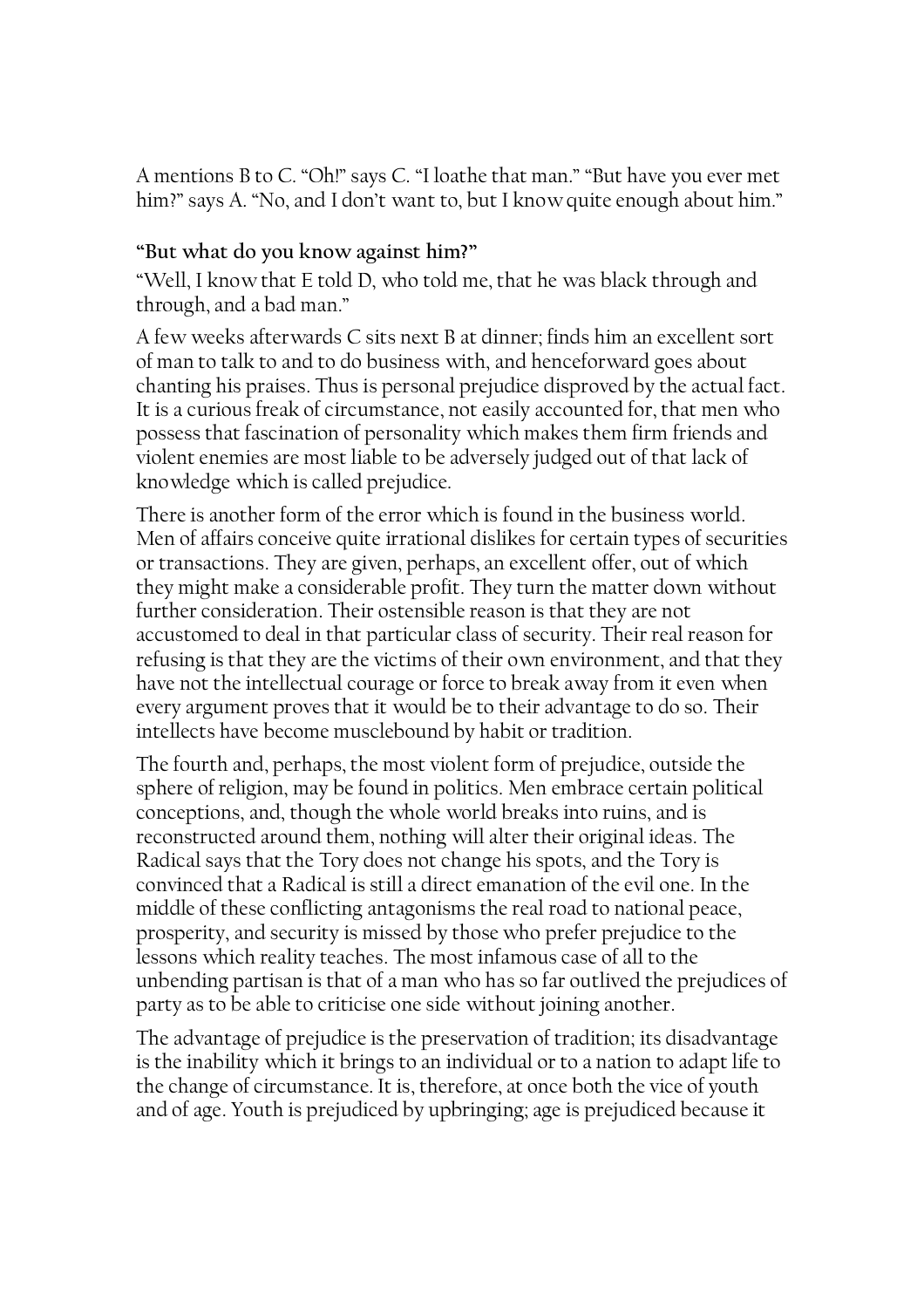A mentions B to C. “Oh!” says C. “I loathe that man.” “But have you ever met him?” says A. “No, and I don’t want to, but I know quite enough about him.”

**“But what do you know against him?”**

“Well, I know that E told D, who told me, that he was black through and through, and a bad man.”

A few weeks afterwards C sits next B at dinner; finds him an excellent sort of man to talk to and to do business with, and henceforward goes about chanting his praises. Thus is personal prejudice disproved by the actual fact. It is a curious freak of circumstance, not easily accounted for, that men who possess that fascination of personality which makes them firm friends and violent enemies are most liable to be adversely judged out of that lack of knowledge which is called prejudice.

There is another form of the error which is found in the business world. Men of affairs conceive quite irrational dislikes for certain types of securities or transactions. They are given, perhaps, an excellent offer, out of which they might make a considerable profit. They turn the matter down without further consideration. Their ostensible reason is that they are not accustomed to deal in that particular class of security. Their real reason for refusing is that they are the victims of their own environment, and that they have not the intellectual courage or force to break away from it even when every argument proves that it would be to their advantage to do so. Their intellects have become musclebound by habit or tradition.

The fourth and, perhaps, the most violent form of prejudice, outside the sphere of religion, may be found in politics. Men embrace certain political conceptions, and, though the whole world breaks into ruins, and is reconstructed around them, nothing will alter their original ideas. The Radical says that the Tory does not change his spots, and the Tory is convinced that a Radical is still a direct emanation of the evil one. In the middle of these conflicting antagonisms the real road to national peace, prosperity, and security is missed by those who prefer prejudice to the lessons which reality teaches. The most infamous case of all to the unbending partisan is that of a man who has so far outlived the prejudices of party as to be able to criticise one side without joining another.

The advantage of prejudice is the preservation of tradition; its disadvantage is the inability which it brings to an individual or to a nation to adapt life to the change of circumstance. It is, therefore, at once both the vice of youth and of age. Youth is prejudiced by upbringing; age is prejudiced because it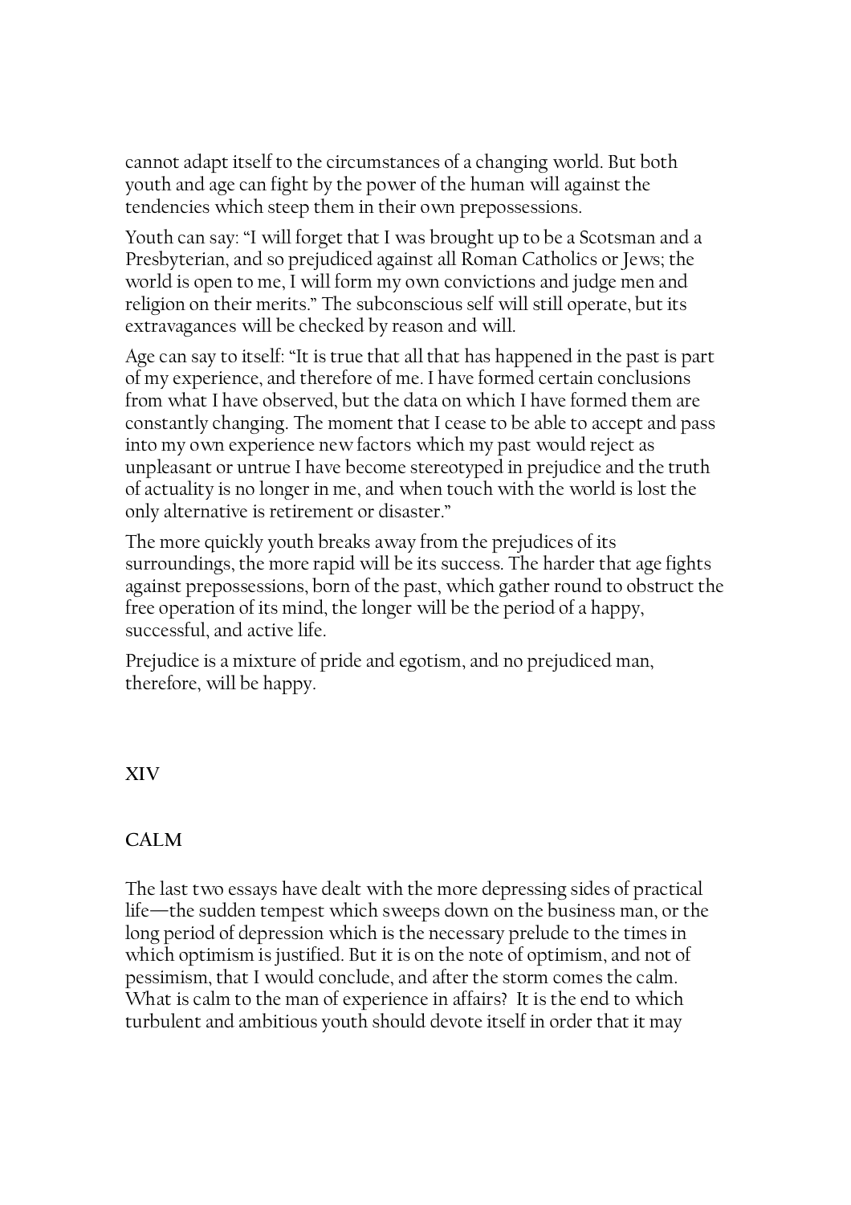cannot adapt itself to the circumstances of a changing world. But both youth and age can fight by the power of the human will against the tendencies which steep them in their own prepossessions.

Youth can say: “I will forget that I was brought up to be a Scotsman and a Presbyterian, and so prejudiced against all Roman Catholics or Jews; the world is open to me, I will form my own convictions and judge men and religion on their merits.” The subconscious self will still operate, but its extravagances will be checked by reason and will.

Age can say to itself: “It is true that all that has happened in the past is part of my experience, and therefore of me. I have formed certain conclusions from what I have observed, but the data on which I have formed them are constantly changing. The moment that I cease to be able to accept and pass into my own experience new factors which my past would reject as unpleasant or untrue I have become stereotyped in prejudice and the truth of actuality is no longer in me, and when touch with the world is lost the only alternative is retirement or disaster.”

The more quickly youth breaks away from the prejudices of its surroundings, the more rapid will be its success. The harder that age fights against prepossessions, born of the past, which gather round to obstruct the free operation of its mind, the longer will be the period of a happy, successful, and active life.

Prejudice is a mixture of pride and egotism, and no prejudiced man, therefore, will be happy.

## XIV

## CALM

The last two essays have dealt with the more depressing sides of practical life—the sudden tempest which sweeps down on the business man, or the long period of depression which is the necessary prelude to the times in which optimism is justified. But it is on the note of optimism, and not of pessimism, that I would conclude, and after the storm comes the calm. What is calm to the man of experience in affairs? It is the end to which turbulent and ambitious youth should devote itself in order that it may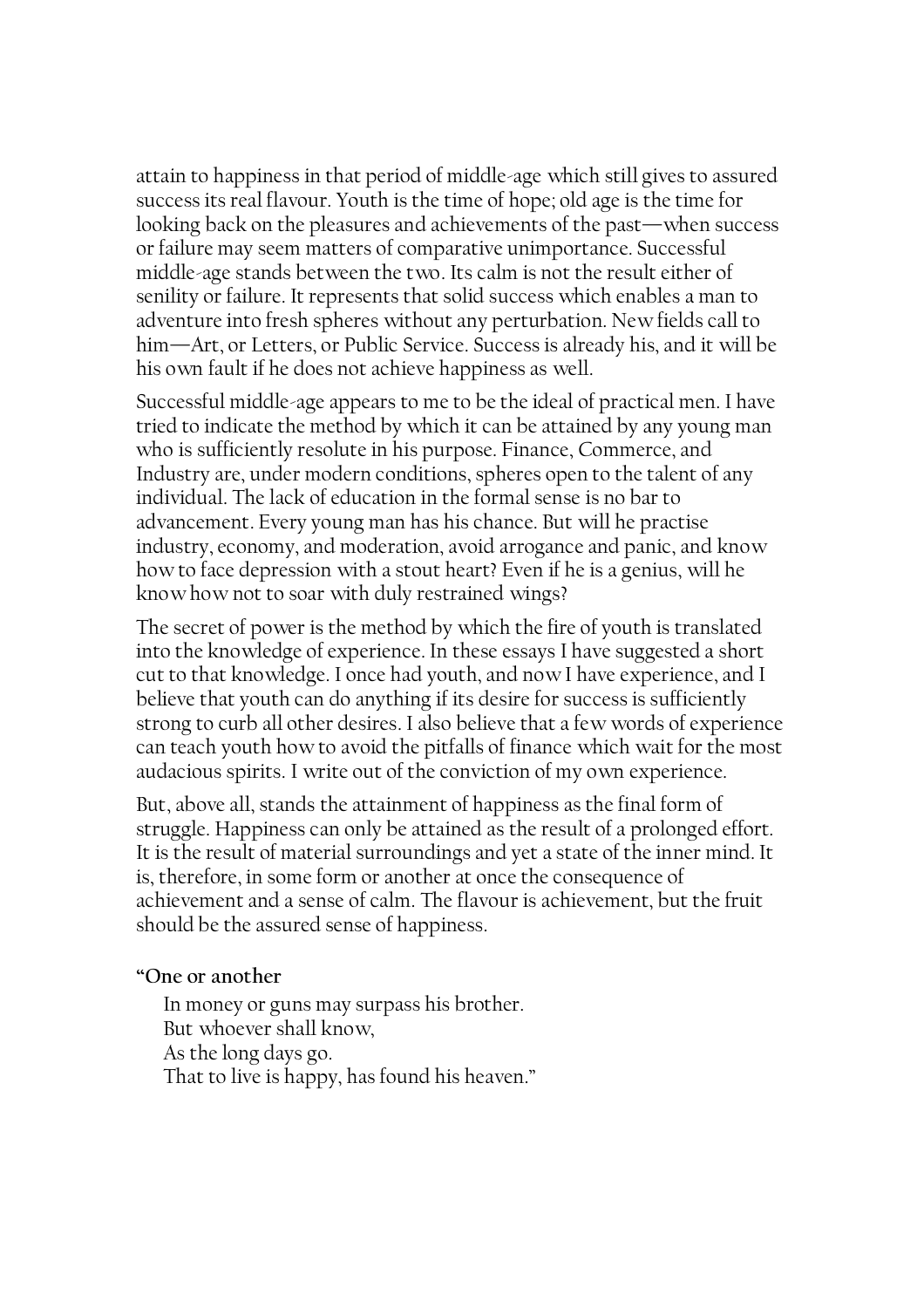attain to happiness in that period of middle-age which still gives to assured success its real flavour. Youth is the time of hope; old age is the time for looking back on the pleasures and achievements of the past—when success or failure may seem matters of comparative unimportance. Successful middle-age stands between the two. Its calm is not the result either of senility or failure. It represents that solid success which enables a man to adventure into fresh spheres without any perturbation. New fields call to him—Art, or Letters, or Public Service. Success is already his, and it will be his own fault if he does not achieve happiness as well.

Successful middle-age appears to me to be the ideal of practical men. I have tried to indicate the method by which it can be attained by any young man who is sufficiently resolute in his purpose. Finance, Commerce, and Industry are, under modern conditions, spheres open to the talent of any individual. The lack of education in the formal sense is no bar to advancement. Every young man has his chance. But will he practise industry, economy, and moderation, avoid arrogance and panic, and know how to face depression with a stout heart? Even if he is a genius, will he know how not to soar with duly restrained wings?

The secret of power is the method by which the fire of youth is translated into the knowledge of experience. In these essays I have suggested a short cut to that knowledge. I once had youth, and now I have experience, and I believe that youth can do anything if its desire for success is sufficiently strong to curb all other desires. I also believe that a few words of experience can teach youth how to avoid the pitfalls of finance which wait for the most audacious spirits. I write out of the conviction of my own experience.

But, above all, stands the attainment of happiness as the final form of struggle. Happiness can only be attained as the result of a prolonged effort. It is the result of material surroundings and yet a state of the inner mind. It is, therefore, in some form or another at once the consequence of achievement and a sense of calm. The flavour is achievement, but the fruit should be the assured sense of happiness.

**“One or another**

In money or guns may surpass his brother.
But whoever shall know,
As the long days go.
That to live is happy, has found his heaven.”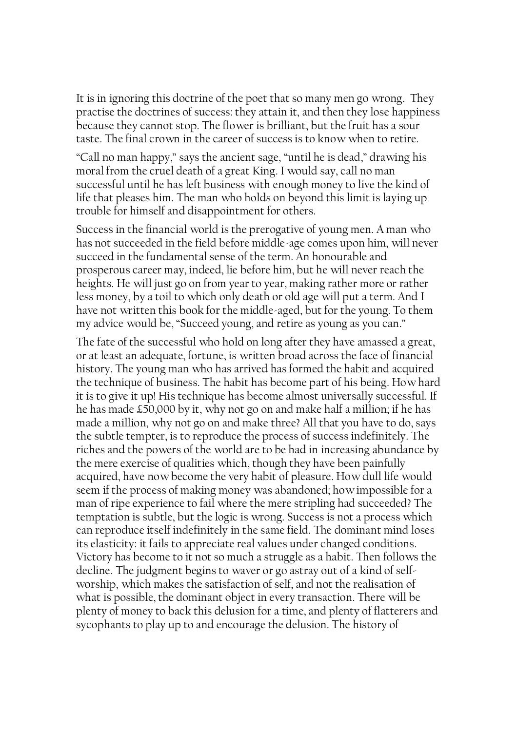It is in ignoring this doctrine of the poet that so many men go wrong. They practise the doctrines of success: they attain it, and then they lose happiness because they cannot stop. The flower is brilliant, but the fruit has a sour taste. The final crown in the career of success is to know when to retire.

"Call no man happy," says the ancient sage, "until he is dead," drawing his moral from the cruel death of a great King. I would say, call no man successful until he has left business with enough money to live the kind of life that pleases him. The man who holds on beyond this limit is laying up trouble for himself and disappointment for others.

Success in the financial world is the prerogative of young men. A man who has not succeeded in the field before middle-age comes upon him, will never succeed in the fundamental sense of the term. An honourable and prosperous career may, indeed, lie before him, but he will never reach the heights. He will just go on from year to year, making rather more or rather less money, by a toil to which only death or old age will put a term. And I have not written this book for the middle-aged, but for the young. To them my advice would be, "Succeed young, and retire as young as you can."

The fate of the successful who hold on long after they have amassed a great, or at least an adequate, fortune, is written broad across the face of financial history. The young man who has arrived has formed the habit and acquired the technique of business. The habit has become part of his being. How hard it is to give it up! His technique has become almost universally successful. If he has made £50,000 by it, why not go on and make half a million; if he has made a million, why not go on and make three? All that you have to do, says the subtle tempter, is to reproduce the process of success indefinitely. The riches and the powers of the world are to be had in increasing abundance by the mere exercise of qualities which, though they have been painfully acquired, have now become the very habit of pleasure. How dull life would seem if the process of making money was abandoned; how impossible for a man of ripe experience to fail where the mere stripling had succeeded? The temptation is subtle, but the logic is wrong. Success is not a process which can reproduce itself indefinitely in the same field. The dominant mind loses its elasticity: it fails to appreciate real values under changed conditions. Victory has become to it not so much a struggle as a habit. Then follows the decline. The judgment begins to waver or go astray out of a kind of self-worship, which makes the satisfaction of self, and not the realisation of what is possible, the dominant object in every transaction. There will be plenty of money to back this delusion for a time, and plenty of flatterers and sycophants to play up to and encourage the delusion. The history of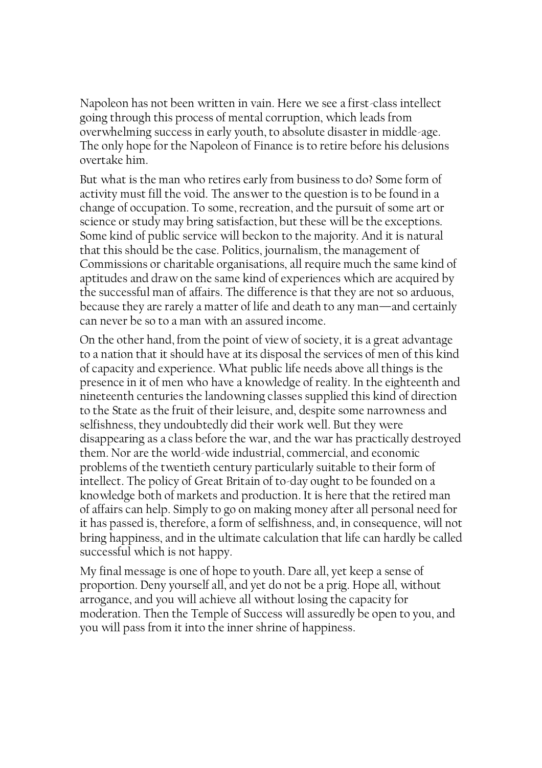Napoleon has not been written in vain. Here we see a first-class intellect going through this process of mental corruption, which leads from overwhelming success in early youth, to absolute disaster in middle-age. The only hope for the Napoleon of Finance is to retire before his delusions overtake him.

But what is the man who retires early from business to do? Some form of activity must fill the void. The answer to the question is to be found in a change of occupation. To some, recreation, and the pursuit of some art or science or study may bring satisfaction, but these will be the exceptions. Some kind of public service will beckon to the majority. And it is natural that this should be the case. Politics, journalism, the management of Commissions or charitable organisations, all require much the same kind of aptitudes and draw on the same kind of experiences which are acquired by the successful man of affairs. The difference is that they are not so arduous, because they are rarely a matter of life and death to any man—and certainly can never be so to a man with an assured income.

On the other hand, from the point of view of society, it is a great advantage to a nation that it should have at its disposal the services of men of this kind of capacity and experience. What public life needs above all things is the presence in it of men who have a knowledge of reality. In the eighteenth and nineteenth centuries the landowning classes supplied this kind of direction to the State as the fruit of their leisure, and, despite some narrowness and selfishness, they undoubtedly did their work well. But they were disappearing as a class before the war, and the war has practically destroyed them. Nor are the world-wide industrial, commercial, and economic problems of the twentieth century particularly suitable to their form of intellect. The policy of Great Britain of to-day ought to be founded on a knowledge both of markets and production. It is here that the retired man of affairs can help. Simply to go on making money after all personal need for it has passed is, therefore, a form of selfishness, and, in consequence, will not bring happiness, and in the ultimate calculation that life can hardly be called successful which is not happy.

My final message is one of hope to youth. Dare all, yet keep a sense of proportion. Deny yourself all, and yet do not be a prig. Hope all, without arrogance, and you will achieve all without losing the capacity for moderation. Then the Temple of Success will assuredly be open to you, and you will pass from it into the inner shrine of happiness.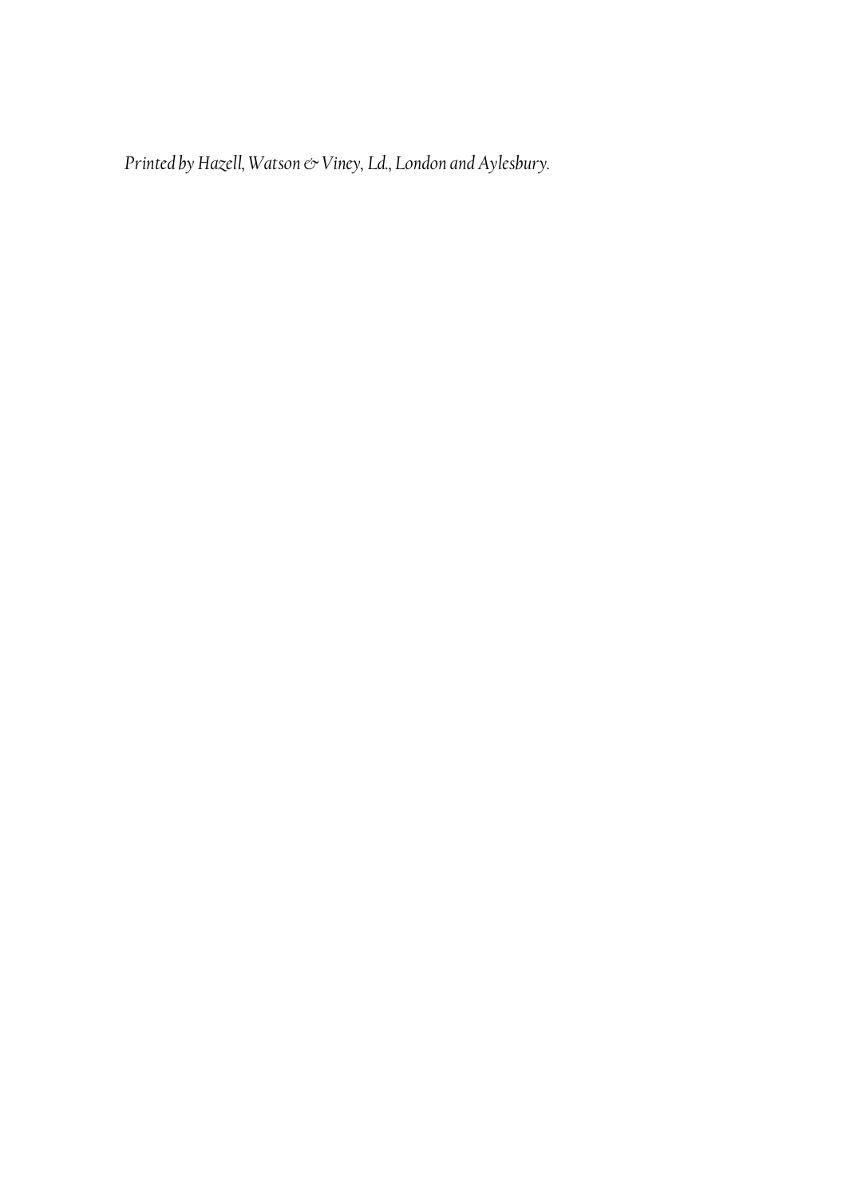*Printed by Hazell, Watson & Viney, Ld., London and Aylesbury.*